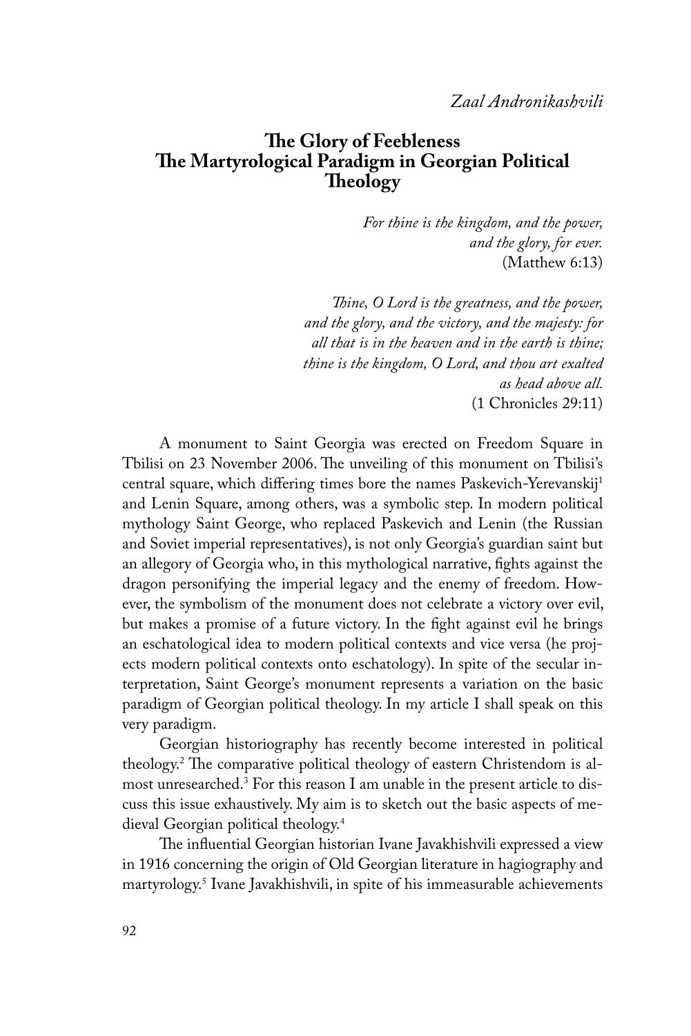*Zaal Andronikashvili*

# The Glory of Feebleness
# The Martyrological Paradigm in Georgian Political Theology

*For thine is the kingdom, and the power,*
*and the glory, for ever.*
(Matthew 6:13)

*Thine, O Lord is the greatness, and the power,*
*and the glory, and the victory, and the majesty: for*
*all that is in the heaven and in the earth is thine;*
*thine is the kingdom, O Lord, and thou art exalted*
*as head above all.*
(1 Chronicles 29:11)

A monument to Saint Georgia was erected on Freedom Square in Tbilisi on 23 November 2006. The unveiling of this monument on Tbilisi's central square, which differing times bore the names Paskevich-Yerevanskij[1] and Lenin Square, among others, was a symbolic step. In modern political mythology Saint George, who replaced Paskevich and Lenin (the Russian and Soviet imperial representatives), is not only Georgia's guardian saint but an allegory of Georgia who, in this mythological narrative, fights against the dragon personifying the imperial legacy and the enemy of freedom. However, the symbolism of the monument does not celebrate a victory over evil, but makes a promise of a future victory. In the fight against evil he brings an eschatological idea to modern political contexts and vice versa (he projects modern political contexts onto eschatology). In spite of the secular interpretation, Saint George's monument represents a variation on the basic paradigm of Georgian political theology. In my article I shall speak on this very paradigm.

Georgian historiography has recently become interested in political theology.[2] The comparative political theology of eastern Christendom is almost unresearched.[3] For this reason I am unable in the present article to discuss this issue exhaustively. My aim is to sketch out the basic aspects of medieval Georgian political theology.[4]

The influential Georgian historian Ivane Javakhishvili expressed a view in 1916 concerning the origin of Old Georgian literature in hagiography and martyrology.[5] Ivane Javakhishvili, in spite of his immeasurable achievements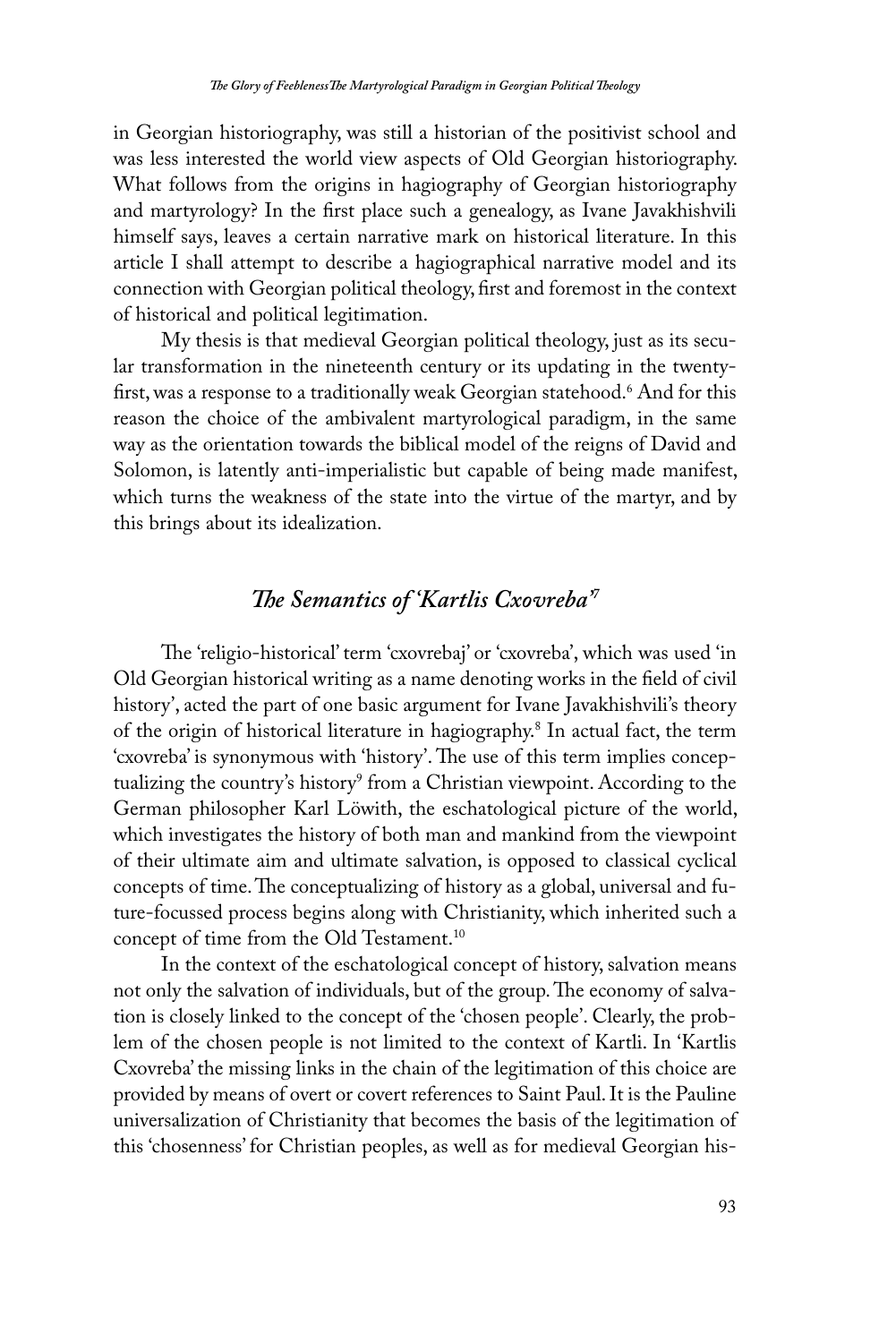in Georgian historiography, was still a historian of the positivist school and was less interested the world view aspects of Old Georgian historiography. What follows from the origins in hagiography of Georgian historiography and martyrology? In the first place such a genealogy, as Ivane Javakhishvili himself says, leaves a certain narrative mark on historical literature. In this article I shall attempt to describe a hagiographical narrative model and its connection with Georgian political theology, first and foremost in the context of historical and political legitimation.

My thesis is that medieval Georgian political theology, just as its secular transformation in the nineteenth century or its updating in the twenty-first, was a response to a traditionally weak Georgian statehood.[6] And for this reason the choice of the ambivalent martyrological paradigm, in the same way as the orientation towards the biblical model of the reigns of David and Solomon, is latently anti-imperialistic but capable of being made manifest, which turns the weakness of the state into the virtue of the martyr, and by this brings about its idealization.

## *The Semantics of 'Kartlis Cxovreba'*[7]

The 'religio-historical' term 'cxovrebaj' or 'cxovreba', which was used 'in Old Georgian historical writing as a name denoting works in the field of civil history', acted the part of one basic argument for Ivane Javakhishvili's theory of the origin of historical literature in hagiography.[8] In actual fact, the term 'cxovreba' is synonymous with 'history'. The use of this term implies conceptualizing the country's history[9] from a Christian viewpoint. According to the German philosopher Karl Löwith, the eschatological picture of the world, which investigates the history of both man and mankind from the viewpoint of their ultimate aim and ultimate salvation, is opposed to classical cyclical concepts of time. The conceptualizing of history as a global, universal and future-focussed process begins along with Christianity, which inherited such a concept of time from the Old Testament.[10]

In the context of the eschatological concept of history, salvation means not only the salvation of individuals, but of the group. The economy of salvation is closely linked to the concept of the 'chosen people'. Clearly, the problem of the chosen people is not limited to the context of Kartli. In 'Kartlis Cxovreba' the missing links in the chain of the legitimation of this choice are provided by means of overt or covert references to Saint Paul. It is the Pauline universalization of Christianity that becomes the basis of the legitimation of this 'chosenness' for Christian peoples, as well as for medieval Georgian his-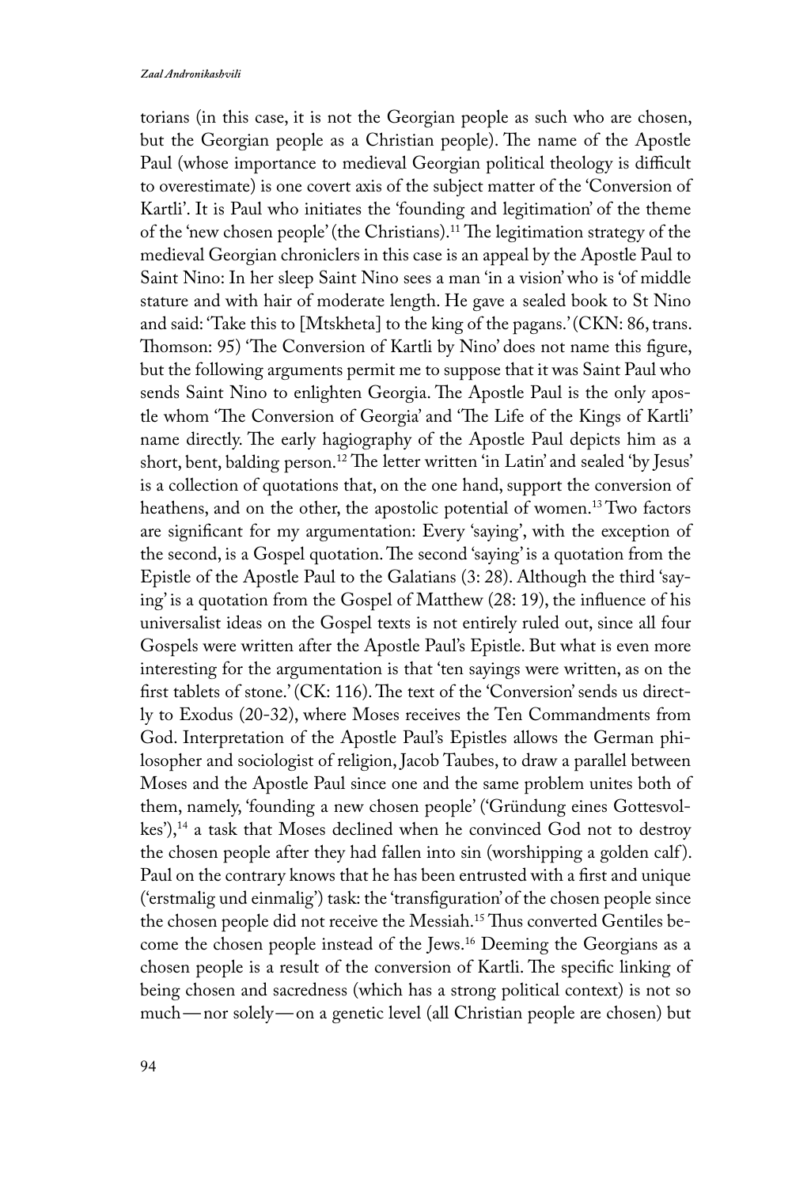torians (in this case, it is not the Georgian people as such who are chosen, but the Georgian people as a Christian people). The name of the Apostle Paul (whose importance to medieval Georgian political theology is difficult to overestimate) is one covert axis of the subject matter of the 'Conversion of Kartli'. It is Paul who initiates the 'founding and legitimation' of the theme of the 'new chosen people' (the Christians).[11] The legitimation strategy of the medieval Georgian chroniclers in this case is an appeal by the Apostle Paul to Saint Nino: In her sleep Saint Nino sees a man 'in a vision' who is 'of middle stature and with hair of moderate length. He gave a sealed book to St Nino and said: 'Take this to [Mtskheta] to the king of the pagans.' (CKN: 86, trans. Thomson: 95) 'The Conversion of Kartli by Nino' does not name this figure, but the following arguments permit me to suppose that it was Saint Paul who sends Saint Nino to enlighten Georgia. The Apostle Paul is the only apostle whom 'The Conversion of Georgia' and 'The Life of the Kings of Kartli' name directly. The early hagiography of the Apostle Paul depicts him as a short, bent, balding person.[12] The letter written 'in Latin' and sealed 'by Jesus' is a collection of quotations that, on the one hand, support the conversion of heathens, and on the other, the apostolic potential of women.[13] Two factors are significant for my argumentation: Every 'saying', with the exception of the second, is a Gospel quotation. The second 'saying' is a quotation from the Epistle of the Apostle Paul to the Galatians (3: 28). Although the third 'saying' is a quotation from the Gospel of Matthew (28: 19), the influence of his universalist ideas on the Gospel texts is not entirely ruled out, since all four Gospels were written after the Apostle Paul's Epistle. But what is even more interesting for the argumentation is that 'ten sayings were written, as on the first tablets of stone.' (CK: 116). The text of the 'Conversion' sends us directly to Exodus (20-32), where Moses receives the Ten Commandments from God. Interpretation of the Apostle Paul's Epistles allows the German philosopher and sociologist of religion, Jacob Taubes, to draw a parallel between Moses and the Apostle Paul since one and the same problem unites both of them, namely, 'founding a new chosen people' ('Gründung eines Gottesvolkes'),[14] a task that Moses declined when he convinced God not to destroy the chosen people after they had fallen into sin (worshipping a golden calf). Paul on the contrary knows that he has been entrusted with a first and unique ('erstmalig und einmalig') task: the 'transfiguration' of the chosen people since the chosen people did not receive the Messiah.[15] Thus converted Gentiles become the chosen people instead of the Jews.[16] Deeming the Georgians as a chosen people is a result of the conversion of Kartli. The specific linking of being chosen and sacredness (which has a strong political context) is not so much — nor solely — on a genetic level (all Christian people are chosen) but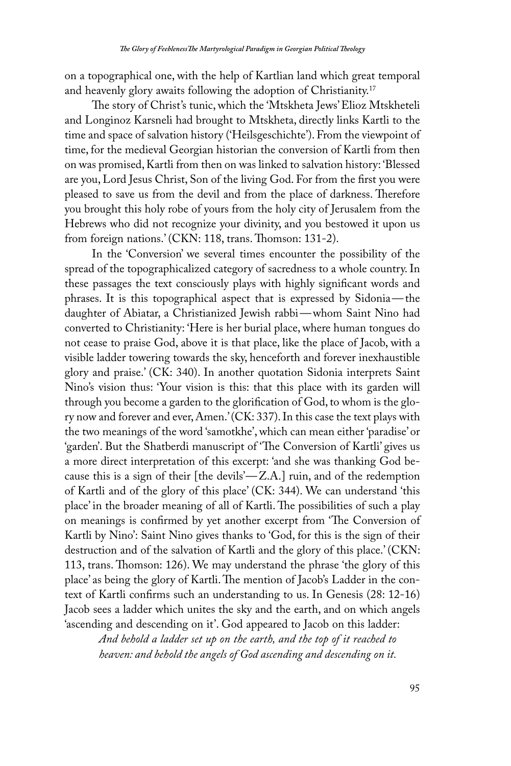on a topographical one, with the help of Kartlian land which great temporal and heavenly glory awaits following the adoption of Christianity.[17]

The story of Christ's tunic, which the 'Mtskheta Jews' Elioz Mtskheteli and Longinoz Karsneli had brought to Mtskheta, directly links Kartli to the time and space of salvation history ('Heilsgeschichte'). From the viewpoint of time, for the medieval Georgian historian the conversion of Kartli from then on was promised, Kartli from then on was linked to salvation history: 'Blessed are you, Lord Jesus Christ, Son of the living God. For from the first you were pleased to save us from the devil and from the place of darkness. Therefore you brought this holy robe of yours from the holy city of Jerusalem from the Hebrews who did not recognize your divinity, and you bestowed it upon us from foreign nations.' (CKN: 118, trans. Thomson: 131-2).

In the 'Conversion' we several times encounter the possibility of the spread of the topographicalized category of sacredness to a whole country. In these passages the text consciously plays with highly significant words and phrases. It is this topographical aspect that is expressed by Sidonia — the daughter of Abiatar, a Christianized Jewish rabbi — whom Saint Nino had converted to Christianity: 'Here is her burial place, where human tongues do not cease to praise God, above it is that place, like the place of Jacob, with a visible ladder towering towards the sky, henceforth and forever inexhaustible glory and praise.' (CK: 340). In another quotation Sidonia interprets Saint Nino's vision thus: 'Your vision is this: that this place with its garden will through you become a garden to the glorification of God, to whom is the glory now and forever and ever, Amen.' (CK: 337). In this case the text plays with the two meanings of the word 'samotkhe', which can mean either 'paradise' or 'garden'. But the Shatberdi manuscript of 'The Conversion of Kartli' gives us a more direct interpretation of this excerpt: 'and she was thanking God because this is a sign of their [the devils' — Z.A.] ruin, and of the redemption of Kartli and of the glory of this place' (CK: 344). We can understand 'this place' in the broader meaning of all of Kartli. The possibilities of such a play on meanings is confirmed by yet another excerpt from 'The Conversion of Kartli by Nino': Saint Nino gives thanks to 'God, for this is the sign of their destruction and of the salvation of Kartli and the glory of this place.' (CKN: 113, trans. Thomson: 126). We may understand the phrase 'the glory of this place' as being the glory of Kartli. The mention of Jacob's Ladder in the context of Kartli confirms such an understanding to us. In Genesis (28: 12-16) Jacob sees a ladder which unites the sky and the earth, and on which angels 'ascending and descending on it'. God appeared to Jacob on this ladder:

> *And behold a ladder set up on the earth, and the top of it reached to heaven: and behold the angels of God ascending and descending on it.*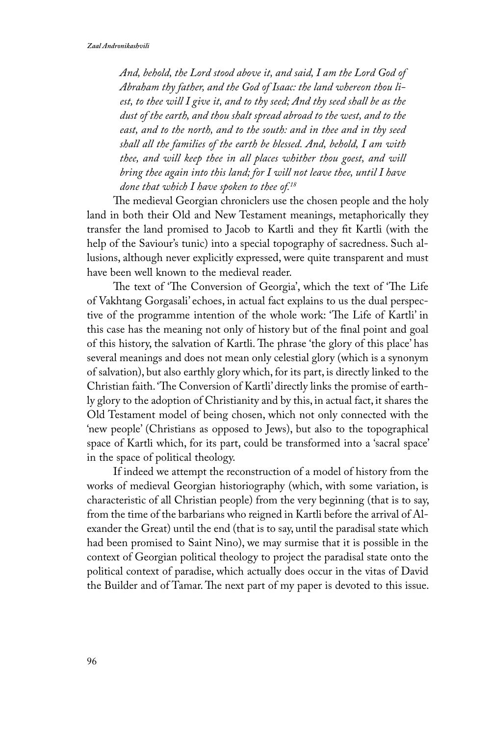> *And, behold, the Lord stood above it, and said, I am the Lord God of Abraham thy father, and the God of Isaac: the land whereon thou liest, to thee will I give it, and to thy seed; And thy seed shall be as the dust of the earth, and thou shalt spread abroad to the west, and to the east, and to the north, and to the south: and in thee and in thy seed shall all the families of the earth be blessed. And, behold, I am with thee, and will keep thee in all places whither thou goest, and will bring thee again into this land; for I will not leave thee, until I have done that which I have spoken to thee of.*[18]

The medieval Georgian chroniclers use the chosen people and the holy land in both their Old and New Testament meanings, metaphorically they transfer the land promised to Jacob to Kartli and they fit Kartli (with the help of the Saviour's tunic) into a special topography of sacredness. Such allusions, although never explicitly expressed, were quite transparent and must have been well known to the medieval reader.

The text of 'The Conversion of Georgia', which the text of 'The Life of Vakhtang Gorgasali' echoes, in actual fact explains to us the dual perspective of the programme intention of the whole work: 'The Life of Kartli' in this case has the meaning not only of history but of the final point and goal of this history, the salvation of Kartli. The phrase 'the glory of this place' has several meanings and does not mean only celestial glory (which is a synonym of salvation), but also earthly glory which, for its part, is directly linked to the Christian faith. 'The Conversion of Kartli' directly links the promise of earthly glory to the adoption of Christianity and by this, in actual fact, it shares the Old Testament model of being chosen, which not only connected with the 'new people' (Christians as opposed to Jews), but also to the topographical space of Kartli which, for its part, could be transformed into a 'sacral space' in the space of political theology.

If indeed we attempt the reconstruction of a model of history from the works of medieval Georgian historiography (which, with some variation, is characteristic of all Christian people) from the very beginning (that is to say, from the time of the barbarians who reigned in Kartli before the arrival of Alexander the Great) until the end (that is to say, until the paradisal state which had been promised to Saint Nino), we may surmise that it is possible in the context of Georgian political theology to project the paradisal state onto the political context of paradise, which actually does occur in the vitas of David the Builder and of Tamar. The next part of my paper is devoted to this issue.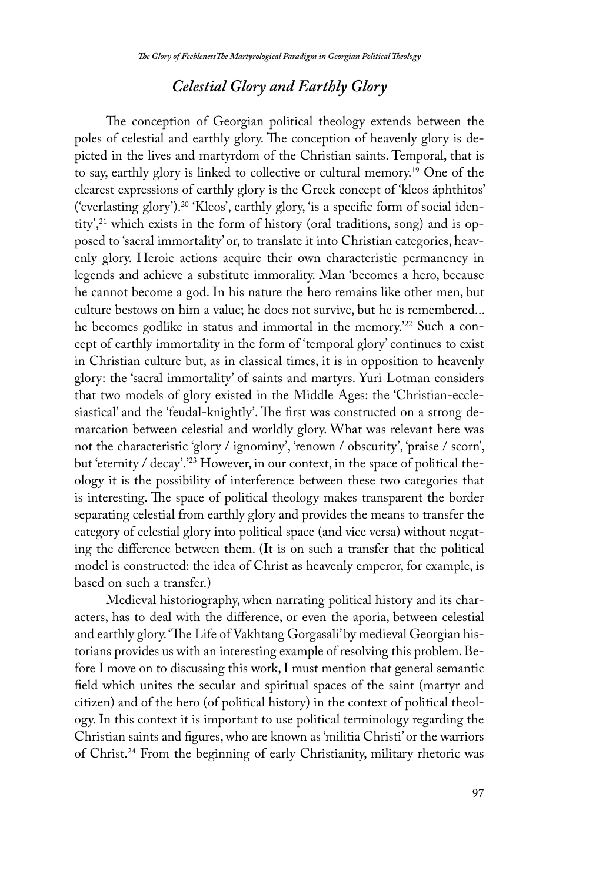## *Celestial Glory and Earthly Glory*

The conception of Georgian political theology extends between the poles of celestial and earthly glory. The conception of heavenly glory is depicted in the lives and martyrdom of the Christian saints. Temporal, that is to say, earthly glory is linked to collective or cultural memory.[19] One of the clearest expressions of earthly glory is the Greek concept of 'kleos áphthitos' ('everlasting glory').[20] 'Kleos', earthly glory, 'is a specific form of social identity',[21] which exists in the form of history (oral traditions, song) and is opposed to 'sacral immortality' or, to translate it into Christian categories, heavenly glory. Heroic actions acquire their own characteristic permanency in legends and achieve a substitute immorality. Man 'becomes a hero, because he cannot become a god. In his nature the hero remains like other men, but culture bestows on him a value; he does not survive, but he is remembered... he becomes godlike in status and immortal in the memory.'[22] Such a concept of earthly immortality in the form of 'temporal glory' continues to exist in Christian culture but, as in classical times, it is in opposition to heavenly glory: the 'sacral immortality' of saints and martyrs. Yuri Lotman considers that two models of glory existed in the Middle Ages: the 'Christian-ecclesiastical' and the 'feudal-knightly'. The first was constructed on a strong demarcation between celestial and worldly glory. What was relevant here was not the characteristic 'glory / ignominy', 'renown / obscurity', 'praise / scorn', but 'eternity / decay'.'[23] However, in our context, in the space of political theology it is the possibility of interference between these two categories that is interesting. The space of political theology makes transparent the border separating celestial from earthly glory and provides the means to transfer the category of celestial glory into political space (and vice versa) without negating the difference between them. (It is on such a transfer that the political model is constructed: the idea of Christ as heavenly emperor, for example, is based on such a transfer.)

Medieval historiography, when narrating political history and its characters, has to deal with the difference, or even the aporia, between celestial and earthly glory. 'The Life of Vakhtang Gorgasali' by medieval Georgian historians provides us with an interesting example of resolving this problem. Before I move on to discussing this work, I must mention that general semantic field which unites the secular and spiritual spaces of the saint (martyr and citizen) and of the hero (of political history) in the context of political theology. In this context it is important to use political terminology regarding the Christian saints and figures, who are known as 'militia Christi' or the warriors of Christ.[24] From the beginning of early Christianity, military rhetoric was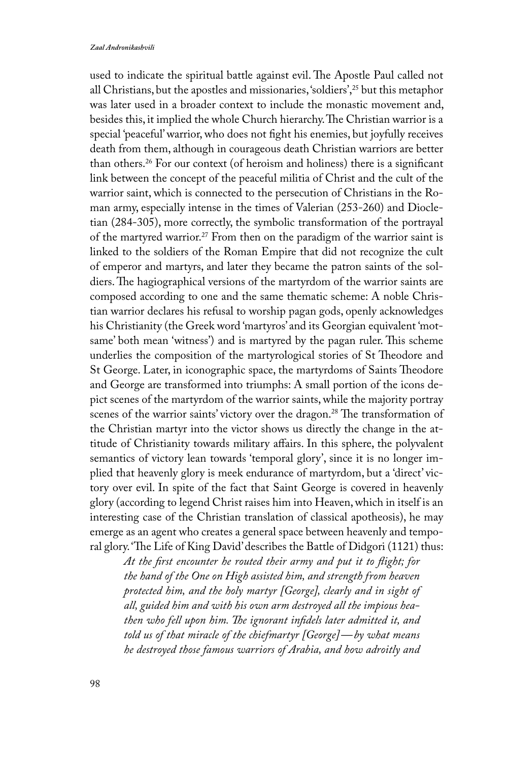used to indicate the spiritual battle against evil. The Apostle Paul called not all Christians, but the apostles and missionaries, 'soldiers',[25] but this metaphor was later used in a broader context to include the monastic movement and, besides this, it implied the whole Church hierarchy. The Christian warrior is a special 'peaceful' warrior, who does not fight his enemies, but joyfully receives death from them, although in courageous death Christian warriors are better than others.[26] For our context (of heroism and holiness) there is a significant link between the concept of the peaceful militia of Christ and the cult of the warrior saint, which is connected to the persecution of Christians in the Roman army, especially intense in the times of Valerian (253-260) and Diocletian (284-305), more correctly, the symbolic transformation of the portrayal of the martyred warrior.[27] From then on the paradigm of the warrior saint is linked to the soldiers of the Roman Empire that did not recognize the cult of emperor and martyrs, and later they became the patron saints of the soldiers. The hagiographical versions of the martyrdom of the warrior saints are composed according to one and the same thematic scheme: A noble Christian warrior declares his refusal to worship pagan gods, openly acknowledges his Christianity (the Greek word 'martyros' and its Georgian equivalent 'motsame' both mean 'witness') and is martyred by the pagan ruler. This scheme underlies the composition of the martyrological stories of St Theodore and St George. Later, in iconographic space, the martyrdoms of Saints Theodore and George are transformed into triumphs: A small portion of the icons depict scenes of the martyrdom of the warrior saints, while the majority portray scenes of the warrior saints' victory over the dragon.[28] The transformation of the Christian martyr into the victor shows us directly the change in the attitude of Christianity towards military affairs. In this sphere, the polyvalent semantics of victory lean towards 'temporal glory', since it is no longer implied that heavenly glory is meek endurance of martyrdom, but a 'direct' victory over evil. In spite of the fact that Saint George is covered in heavenly glory (according to legend Christ raises him into Heaven, which in itself is an interesting case of the Christian translation of classical apotheosis), he may emerge as an agent who creates a general space between heavenly and temporal glory. 'The Life of King David' describes the Battle of Didgori (1121) thus:

> *At the first encounter he routed their army and put it to flight; for the hand of the One on High assisted him, and strength from heaven protected him, and the holy martyr [George], clearly and in sight of all, guided him and with his own arm destroyed all the impious heathen who fell upon him. The ignorant infidels later admitted it, and told us of that miracle of the chiefmartyr [George]—by what means he destroyed those famous warriors of Arabia, and how adroitly and*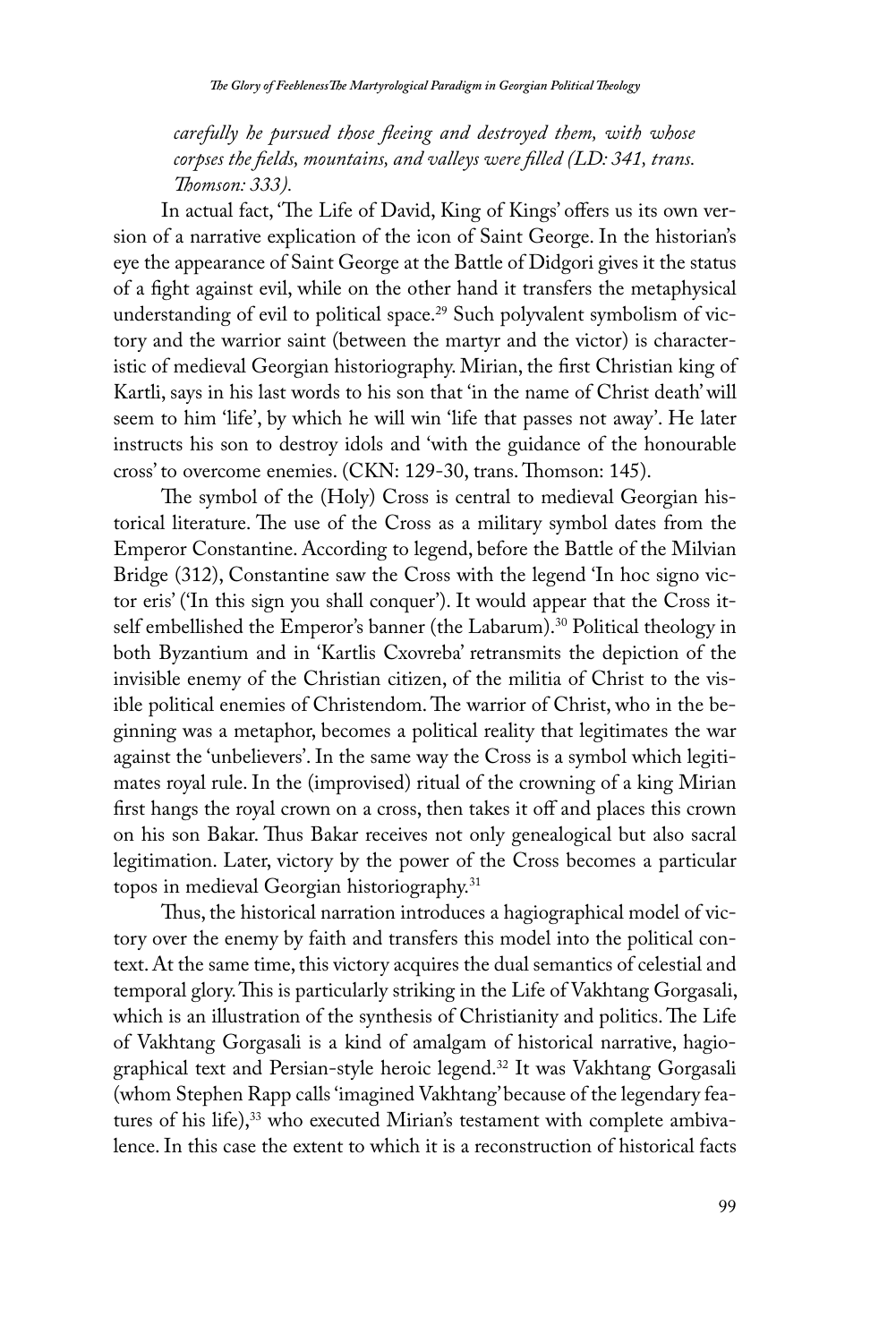*carefully he pursued those fleeing and destroyed them, with whose corpses the fields, mountains, and valleys were filled (LD: 341, trans. Thomson: 333).*

In actual fact, 'The Life of David, King of Kings' offers us its own version of a narrative explication of the icon of Saint George. In the historian's eye the appearance of Saint George at the Battle of Didgori gives it the status of a fight against evil, while on the other hand it transfers the metaphysical understanding of evil to political space.[29] Such polyvalent symbolism of victory and the warrior saint (between the martyr and the victor) is characteristic of medieval Georgian historiography. Mirian, the first Christian king of Kartli, says in his last words to his son that 'in the name of Christ death' will seem to him 'life', by which he will win 'life that passes not away'. He later instructs his son to destroy idols and 'with the guidance of the honourable cross' to overcome enemies. (CKN: 129-30, trans. Thomson: 145).

The symbol of the (Holy) Cross is central to medieval Georgian historical literature. The use of the Cross as a military symbol dates from the Emperor Constantine. According to legend, before the Battle of the Milvian Bridge (312), Constantine saw the Cross with the legend 'In hoc signo victor eris' ('In this sign you shall conquer'). It would appear that the Cross itself embellished the Emperor's banner (the Labarum).[30] Political theology in both Byzantium and in 'Kartlis Cxovreba' retransmits the depiction of the invisible enemy of the Christian citizen, of the militia of Christ to the visible political enemies of Christendom. The warrior of Christ, who in the beginning was a metaphor, becomes a political reality that legitimates the war against the 'unbelievers'. In the same way the Cross is a symbol which legitimates royal rule. In the (improvised) ritual of the crowning of a king Mirian first hangs the royal crown on a cross, then takes it off and places this crown on his son Bakar. Thus Bakar receives not only genealogical but also sacral legitimation. Later, victory by the power of the Cross becomes a particular topos in medieval Georgian historiography.[31]

Thus, the historical narration introduces a hagiographical model of victory over the enemy by faith and transfers this model into the political context. At the same time, this victory acquires the dual semantics of celestial and temporal glory. This is particularly striking in the Life of Vakhtang Gorgasali, which is an illustration of the synthesis of Christianity and politics. The Life of Vakhtang Gorgasali is a kind of amalgam of historical narrative, hagiographical text and Persian-style heroic legend.[32] It was Vakhtang Gorgasali (whom Stephen Rapp calls 'imagined Vakhtang' because of the legendary features of his life),[33] who executed Mirian's testament with complete ambivalence. In this case the extent to which it is a reconstruction of historical facts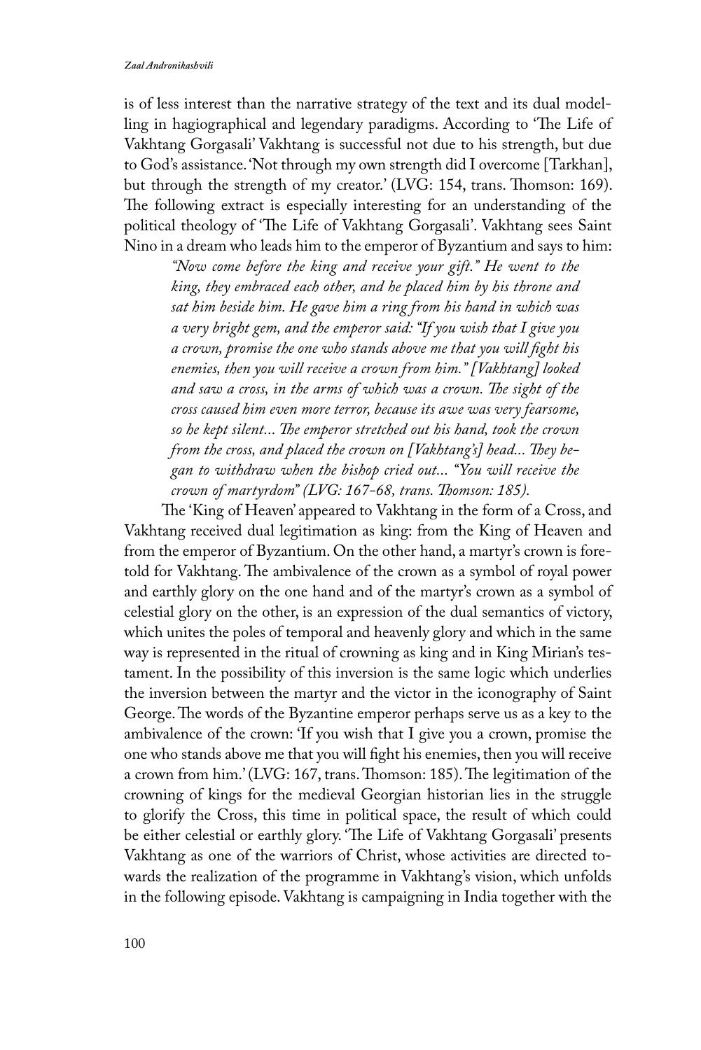is of less interest than the narrative strategy of the text and its dual modelling in hagiographical and legendary paradigms. According to 'The Life of Vakhtang Gorgasali' Vakhtang is successful not due to his strength, but due to God's assistance. 'Not through my own strength did I overcome [Tarkhan], but through the strength of my creator.' (LVG: 154, trans. Thomson: 169). The following extract is especially interesting for an understanding of the political theology of 'The Life of Vakhtang Gorgasali'. Vakhtang sees Saint Nino in a dream who leads him to the emperor of Byzantium and says to him:

> *"Now come before the king and receive your gift." He went to the king, they embraced each other, and he placed him by his throne and sat him beside him. He gave him a ring from his hand in which was a very bright gem, and the emperor said: "If you wish that I give you a crown, promise the one who stands above me that you will fight his enemies, then you will receive a crown from him." [Vakhtang] looked and saw a cross, in the arms of which was a crown. The sight of the cross caused him even more terror, because its awe was very fearsome, so he kept silent... The emperor stretched out his hand, took the crown from the cross, and placed the crown on [Vakhtang's] head... They began to withdraw when the bishop cried out... "You will receive the crown of martyrdom" (LVG: 167-68, trans. Thomson: 185).*

The 'King of Heaven' appeared to Vakhtang in the form of a Cross, and Vakhtang received dual legitimation as king: from the King of Heaven and from the emperor of Byzantium. On the other hand, a martyr's crown is foretold for Vakhtang. The ambivalence of the crown as a symbol of royal power and earthly glory on the one hand and of the martyr's crown as a symbol of celestial glory on the other, is an expression of the dual semantics of victory, which unites the poles of temporal and heavenly glory and which in the same way is represented in the ritual of crowning as king and in King Mirian's testament. In the possibility of this inversion is the same logic which underlies the inversion between the martyr and the victor in the iconography of Saint George. The words of the Byzantine emperor perhaps serve us as a key to the ambivalence of the crown: 'If you wish that I give you a crown, promise the one who stands above me that you will fight his enemies, then you will receive a crown from him.' (LVG: 167, trans. Thomson: 185). The legitimation of the crowning of kings for the medieval Georgian historian lies in the struggle to glorify the Cross, this time in political space, the result of which could be either celestial or earthly glory. 'The Life of Vakhtang Gorgasali' presents Vakhtang as one of the warriors of Christ, whose activities are directed towards the realization of the programme in Vakhtang's vision, which unfolds in the following episode. Vakhtang is campaigning in India together with the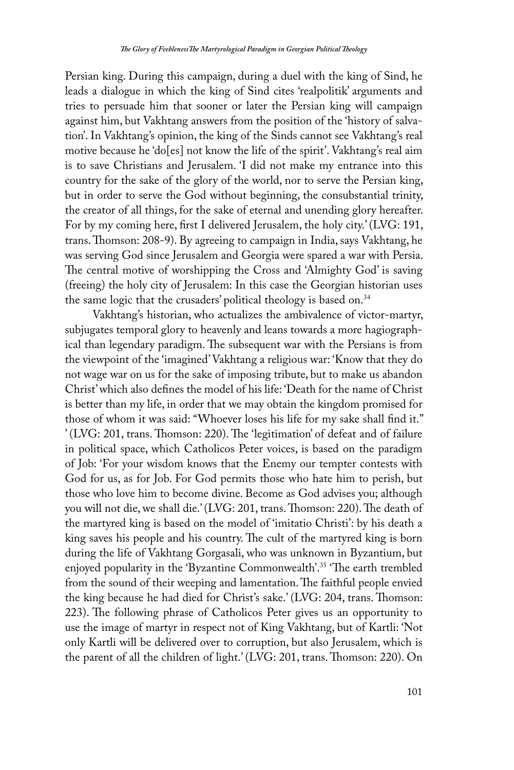Persian king. During this campaign, during a duel with the king of Sind, he leads a dialogue in which the king of Sind cites 'realpolitik' arguments and tries to persuade him that sooner or later the Persian king will campaign against him, but Vakhtang answers from the position of the 'history of salvation'. In Vakhtang's opinion, the king of the Sinds cannot see Vakhtang's real motive because he 'do[es] not know the life of the spirit'. Vakhtang's real aim is to save Christians and Jerusalem. 'I did not make my entrance into this country for the sake of the glory of the world, nor to serve the Persian king, but in order to serve the God without beginning, the consubstantial trinity, the creator of all things, for the sake of eternal and unending glory hereafter. For by my coming here, first I delivered Jerusalem, the holy city.' (LVG: 191, trans. Thomson: 208-9). By agreeing to campaign in India, says Vakhtang, he was serving God since Jerusalem and Georgia were spared a war with Persia. The central motive of worshipping the Cross and 'Almighty God' is saving (freeing) the holy city of Jerusalem: In this case the Georgian historian uses the same logic that the crusaders' political theology is based on.[34]

Vakhtang's historian, who actualizes the ambivalence of victor-martyr, subjugates temporal glory to heavenly and leans towards a more hagiographical than legendary paradigm. The subsequent war with the Persians is from the viewpoint of the 'imagined' Vakhtang a religious war: 'Know that they do not wage war on us for the sake of imposing tribute, but to make us abandon Christ' which also defines the model of his life: 'Death for the name of Christ is better than my life, in order that we may obtain the kingdom promised for those of whom it was said: "Whoever loses his life for my sake shall find it." ' (LVG: 201, trans. Thomson: 220). The 'legitimation' of defeat and of failure in political space, which Catholicos Peter voices, is based on the paradigm of Job: 'For your wisdom knows that the Enemy our tempter contests with God for us, as for Job. For God permits those who hate him to perish, but those who love him to become divine. Become as God advises you; although you will not die, we shall die.' (LVG: 201, trans. Thomson: 220). The death of the martyred king is based on the model of 'imitatio Christi': by his death a king saves his people and his country. The cult of the martyred king is born during the life of Vakhtang Gorgasali, who was unknown in Byzantium, but enjoyed popularity in the 'Byzantine Commonwealth'.[35] 'The earth trembled from the sound of their weeping and lamentation. The faithful people envied the king because he had died for Christ's sake.' (LVG: 204, trans. Thomson: 223). The following phrase of Catholicos Peter gives us an opportunity to use the image of martyr in respect not of King Vakhtang, but of Kartli: 'Not only Kartli will be delivered over to corruption, but also Jerusalem, which is the parent of all the children of light.' (LVG: 201, trans. Thomson: 220). On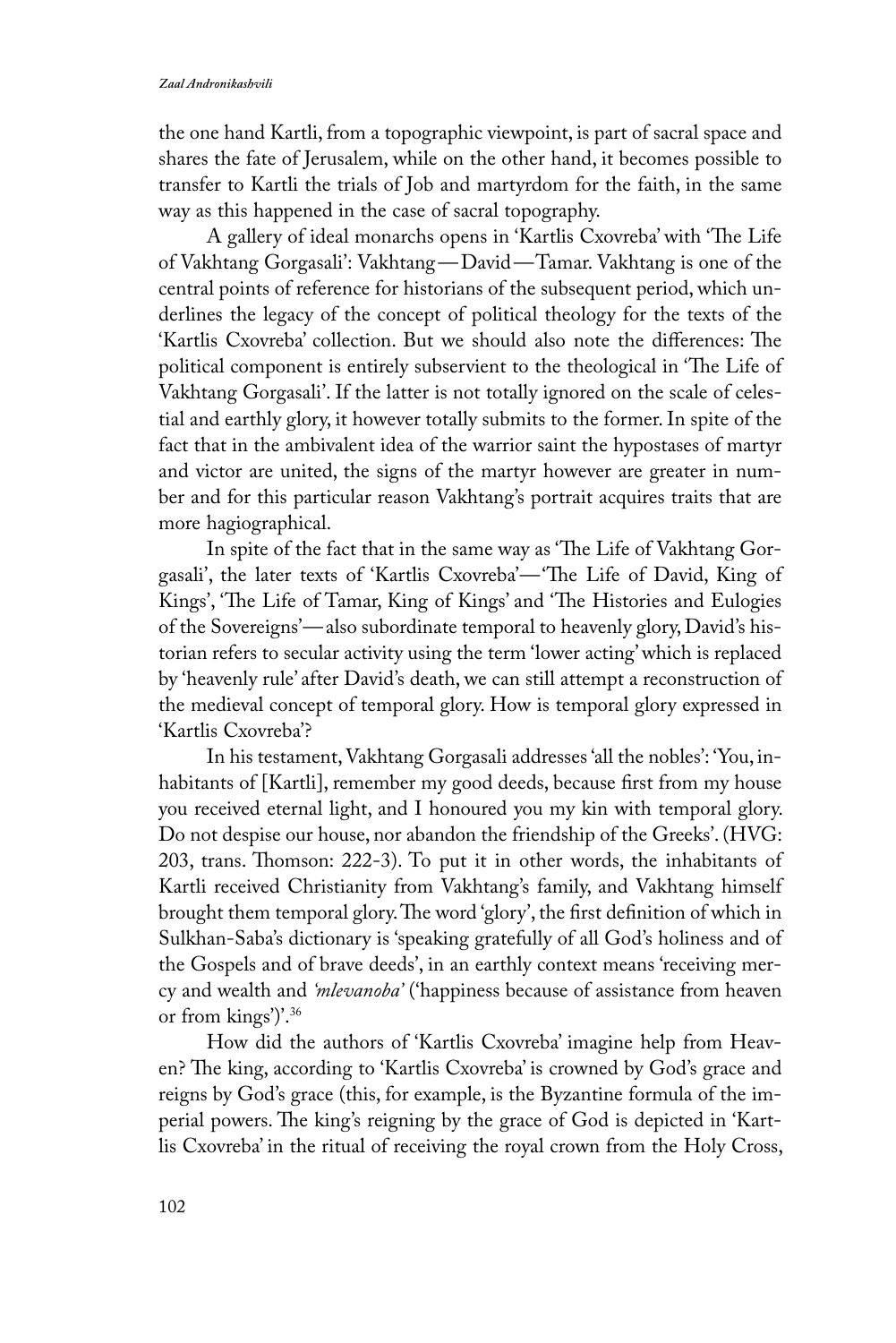the one hand Kartli, from a topographic viewpoint, is part of sacral space and shares the fate of Jerusalem, while on the other hand, it becomes possible to transfer to Kartli the trials of Job and martyrdom for the faith, in the same way as this happened in the case of sacral topography.

A gallery of ideal monarchs opens in 'Kartlis Cxovreba' with 'The Life of Vakhtang Gorgasali': Vakhtang — David — Tamar. Vakhtang is one of the central points of reference for historians of the subsequent period, which underlines the legacy of the concept of political theology for the texts of the 'Kartlis Cxovreba' collection. But we should also note the differences: The political component is entirely subservient to the theological in 'The Life of Vakhtang Gorgasali'. If the latter is not totally ignored on the scale of celestial and earthly glory, it however totally submits to the former. In spite of the fact that in the ambivalent idea of the warrior saint the hypostases of martyr and victor are united, the signs of the martyr however are greater in number and for this particular reason Vakhtang's portrait acquires traits that are more hagiographical.

In spite of the fact that in the same way as 'The Life of Vakhtang Gorgasali', the later texts of 'Kartlis Cxovreba' — 'The Life of David, King of Kings', 'The Life of Tamar, King of Kings' and 'The Histories and Eulogies of the Sovereigns' — also subordinate temporal to heavenly glory, David's historian refers to secular activity using the term 'lower acting' which is replaced by 'heavenly rule' after David's death, we can still attempt a reconstruction of the medieval concept of temporal glory. How is temporal glory expressed in 'Kartlis Cxovreba'?

In his testament, Vakhtang Gorgasali addresses 'all the nobles': 'You, inhabitants of [Kartli], remember my good deeds, because first from my house you received eternal light, and I honoured you my kin with temporal glory. Do not despise our house, nor abandon the friendship of the Greeks'. (HVG: 203, trans. Thomson: 222-3). To put it in other words, the inhabitants of Kartli received Christianity from Vakhtang's family, and Vakhtang himself brought them temporal glory. The word 'glory', the first definition of which in Sulkhan-Saba's dictionary is 'speaking gratefully of all God's holiness and of the Gospels and of brave deeds', in an earthly context means 'receiving mercy and wealth and *'mlevanoba'* ('happiness because of assistance from heaven or from kings')'.[36]

How did the authors of 'Kartlis Cxovreba' imagine help from Heaven? The king, according to 'Kartlis Cxovreba' is crowned by God's grace and reigns by God's grace (this, for example, is the Byzantine formula of the imperial powers. The king's reigning by the grace of God is depicted in 'Kartlis Cxovreba' in the ritual of receiving the royal crown from the Holy Cross,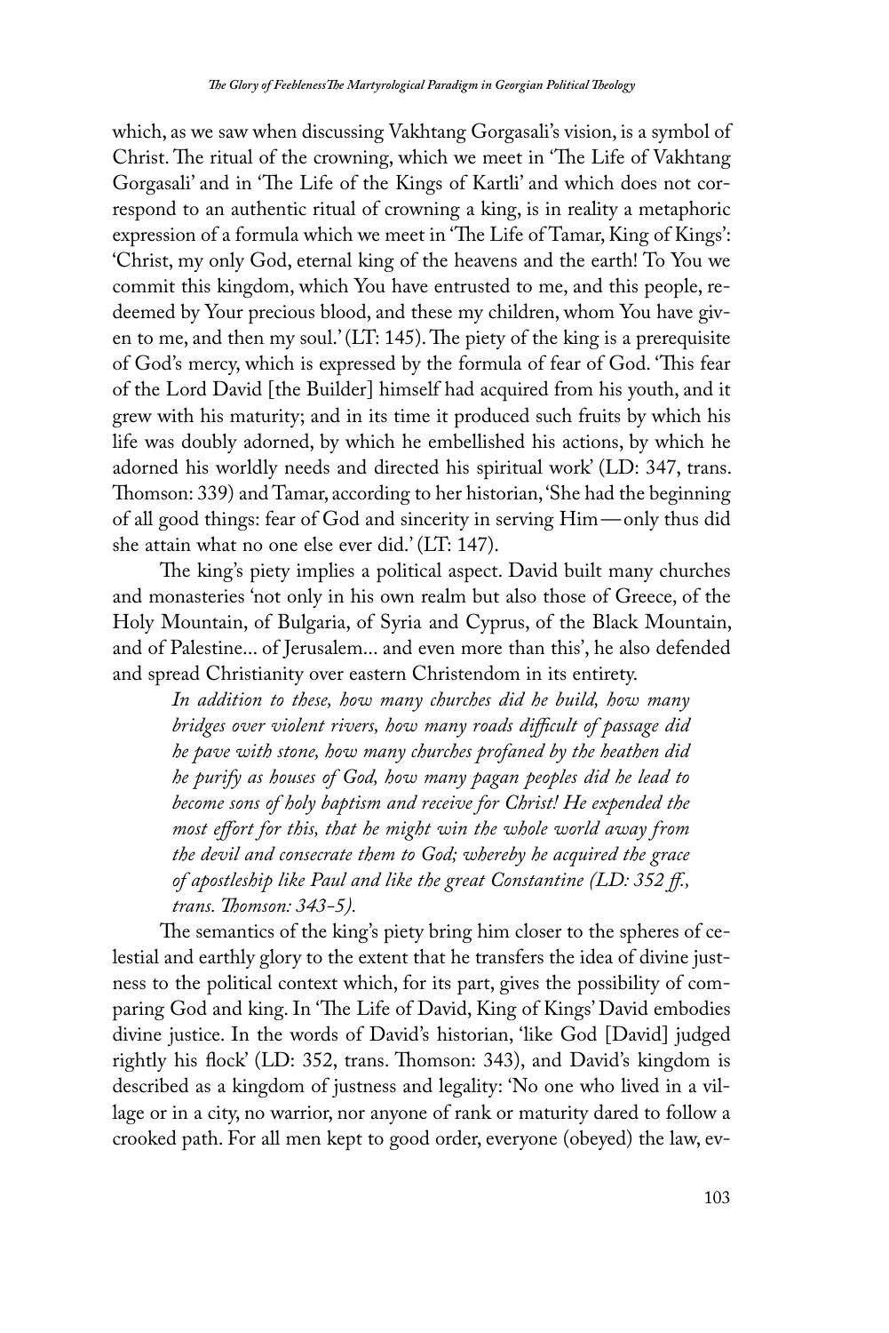which, as we saw when discussing Vakhtang Gorgasali's vision, is a symbol of Christ. The ritual of the crowning, which we meet in 'The Life of Vakhtang Gorgasali' and in 'The Life of the Kings of Kartli' and which does not correspond to an authentic ritual of crowning a king, is in reality a metaphoric expression of a formula which we meet in 'The Life of Tamar, King of Kings': 'Christ, my only God, eternal king of the heavens and the earth! To You we commit this kingdom, which You have entrusted to me, and this people, redeemed by Your precious blood, and these my children, whom You have given to me, and then my soul.' (LT: 145). The piety of the king is a prerequisite of God's mercy, which is expressed by the formula of fear of God. 'This fear of the Lord David [the Builder] himself had acquired from his youth, and it grew with his maturity; and in its time it produced such fruits by which his life was doubly adorned, by which he embellished his actions, by which he adorned his worldly needs and directed his spiritual work' (LD: 347, trans. Thomson: 339) and Tamar, according to her historian, 'She had the beginning of all good things: fear of God and sincerity in serving Him — only thus did she attain what no one else ever did.' (LT: 147).

The king's piety implies a political aspect. David built many churches and monasteries 'not only in his own realm but also those of Greece, of the Holy Mountain, of Bulgaria, of Syria and Cyprus, of the Black Mountain, and of Palestine... of Jerusalem... and even more than this', he also defended and spread Christianity over eastern Christendom in its entirety.

> *In addition to these, how many churches did he build, how many bridges over violent rivers, how many roads difficult of passage did he pave with stone, how many churches profaned by the heathen did he purify as houses of God, how many pagan peoples did he lead to become sons of holy baptism and receive for Christ! He expended the most effort for this, that he might win the whole world away from the devil and consecrate them to God; whereby he acquired the grace of apostleship like Paul and like the great Constantine (LD: 352 ff., trans. Thomson: 343-5).*

The semantics of the king's piety bring him closer to the spheres of celestial and earthly glory to the extent that he transfers the idea of divine justness to the political context which, for its part, gives the possibility of comparing God and king. In 'The Life of David, King of Kings' David embodies divine justice. In the words of David's historian, 'like God [David] judged rightly his flock' (LD: 352, trans. Thomson: 343), and David's kingdom is described as a kingdom of justness and legality: 'No one who lived in a village or in a city, no warrior, nor anyone of rank or maturity dared to follow a crooked path. For all men kept to good order, everyone (obeyed) the law, ev-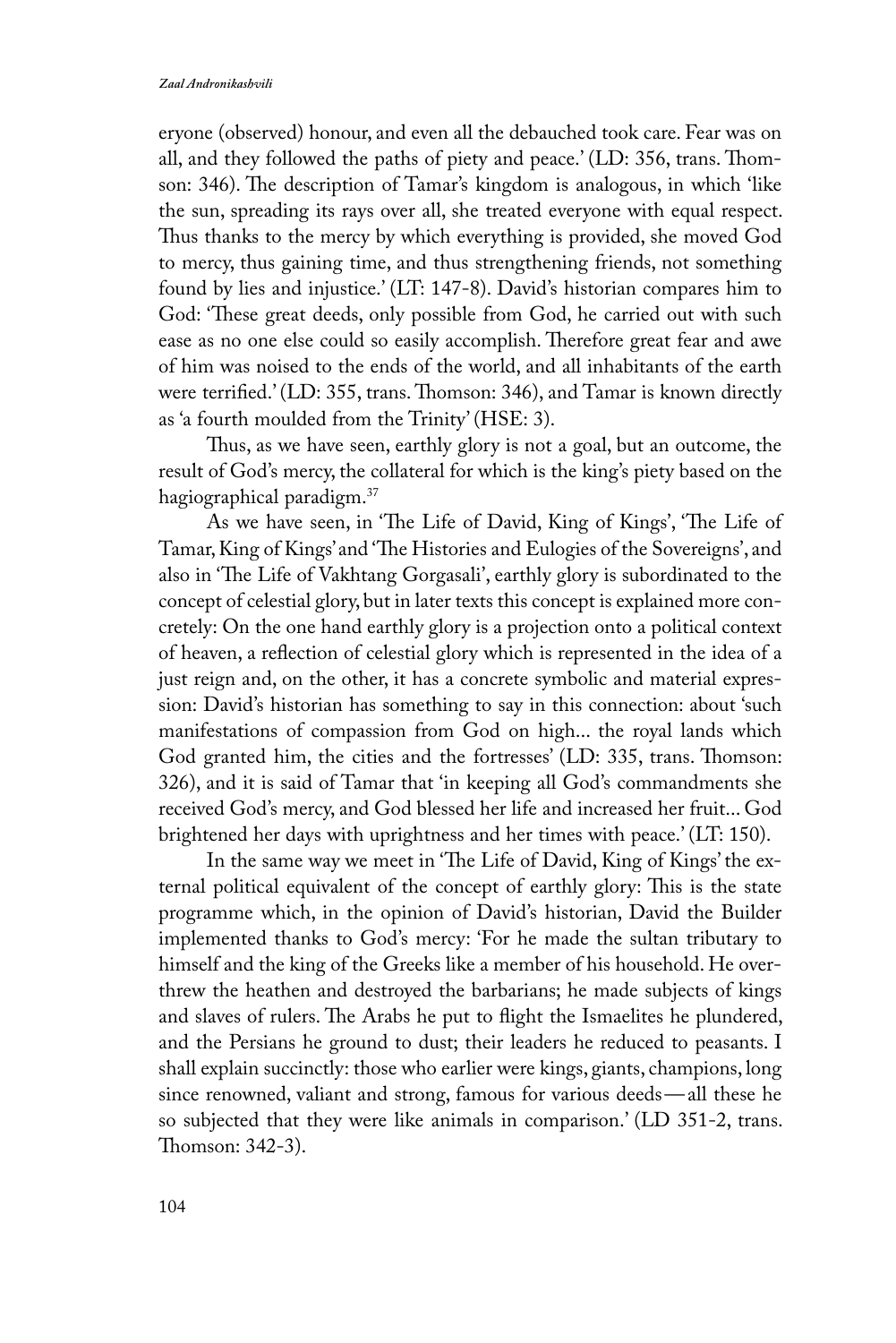eryone (observed) honour, and even all the debauched took care. Fear was on all, and they followed the paths of piety and peace.' (LD: 356, trans. Thomson: 346). The description of Tamar's kingdom is analogous, in which 'like the sun, spreading its rays over all, she treated everyone with equal respect. Thus thanks to the mercy by which everything is provided, she moved God to mercy, thus gaining time, and thus strengthening friends, not something found by lies and injustice.' (LT: 147-8). David's historian compares him to God: 'These great deeds, only possible from God, he carried out with such ease as no one else could so easily accomplish. Therefore great fear and awe of him was noised to the ends of the world, and all inhabitants of the earth were terrified.' (LD: 355, trans. Thomson: 346), and Tamar is known directly as 'a fourth moulded from the Trinity' (HSE: 3).

Thus, as we have seen, earthly glory is not a goal, but an outcome, the result of God's mercy, the collateral for which is the king's piety based on the hagiographical paradigm.[37]

As we have seen, in 'The Life of David, King of Kings', 'The Life of Tamar, King of Kings' and 'The Histories and Eulogies of the Sovereigns', and also in 'The Life of Vakhtang Gorgasali', earthly glory is subordinated to the concept of celestial glory, but in later texts this concept is explained more concretely: On the one hand earthly glory is a projection onto a political context of heaven, a reflection of celestial glory which is represented in the idea of a just reign and, on the other, it has a concrete symbolic and material expression: David's historian has something to say in this connection: about 'such manifestations of compassion from God on high... the royal lands which God granted him, the cities and the fortresses' (LD: 335, trans. Thomson: 326), and it is said of Tamar that 'in keeping all God's commandments she received God's mercy, and God blessed her life and increased her fruit... God brightened her days with uprightness and her times with peace.' (LT: 150).

In the same way we meet in 'The Life of David, King of Kings' the external political equivalent of the concept of earthly glory: This is the state programme which, in the opinion of David's historian, David the Builder implemented thanks to God's mercy: 'For he made the sultan tributary to himself and the king of the Greeks like a member of his household. He overthrew the heathen and destroyed the barbarians; he made subjects of kings and slaves of rulers. The Arabs he put to flight the Ismaelites he plundered, and the Persians he ground to dust; their leaders he reduced to peasants. I shall explain succinctly: those who earlier were kings, giants, champions, long since renowned, valiant and strong, famous for various deeds — all these he so subjected that they were like animals in comparison.' (LD 351-2, trans. Thomson: 342-3).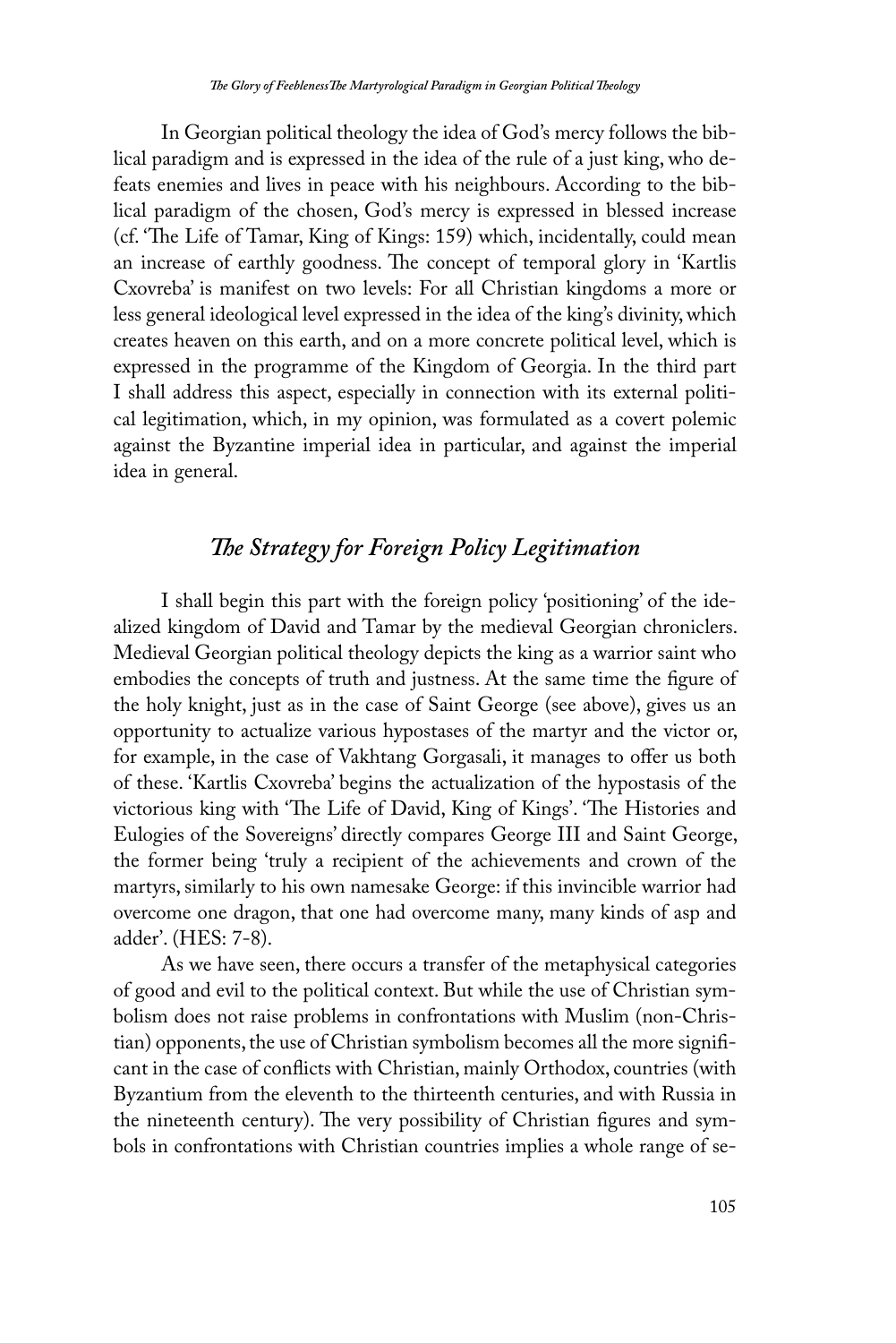In Georgian political theology the idea of God's mercy follows the biblical paradigm and is expressed in the idea of the rule of a just king, who defeats enemies and lives in peace with his neighbours. According to the biblical paradigm of the chosen, God's mercy is expressed in blessed increase (cf. 'The Life of Tamar, King of Kings: 159) which, incidentally, could mean an increase of earthly goodness. The concept of temporal glory in 'Kartlis Cxovreba' is manifest on two levels: For all Christian kingdoms a more or less general ideological level expressed in the idea of the king's divinity, which creates heaven on this earth, and on a more concrete political level, which is expressed in the programme of the Kingdom of Georgia. In the third part I shall address this aspect, especially in connection with its external political legitimation, which, in my opinion, was formulated as a covert polemic against the Byzantine imperial idea in particular, and against the imperial idea in general.

## *The Strategy for Foreign Policy Legitimation*

I shall begin this part with the foreign policy 'positioning' of the idealized kingdom of David and Tamar by the medieval Georgian chroniclers. Medieval Georgian political theology depicts the king as a warrior saint who embodies the concepts of truth and justness. At the same time the figure of the holy knight, just as in the case of Saint George (see above), gives us an opportunity to actualize various hypostases of the martyr and the victor or, for example, in the case of Vakhtang Gorgasali, it manages to offer us both of these. 'Kartlis Cxovreba' begins the actualization of the hypostasis of the victorious king with 'The Life of David, King of Kings'. 'The Histories and Eulogies of the Sovereigns' directly compares George III and Saint George, the former being 'truly a recipient of the achievements and crown of the martyrs, similarly to his own namesake George: if this invincible warrior had overcome one dragon, that one had overcome many, many kinds of asp and adder'. (HES: 7-8).

As we have seen, there occurs a transfer of the metaphysical categories of good and evil to the political context. But while the use of Christian symbolism does not raise problems in confrontations with Muslim (non-Christian) opponents, the use of Christian symbolism becomes all the more significant in the case of conflicts with Christian, mainly Orthodox, countries (with Byzantium from the eleventh to the thirteenth centuries, and with Russia in the nineteenth century). The very possibility of Christian figures and symbols in confrontations with Christian countries implies a whole range of se-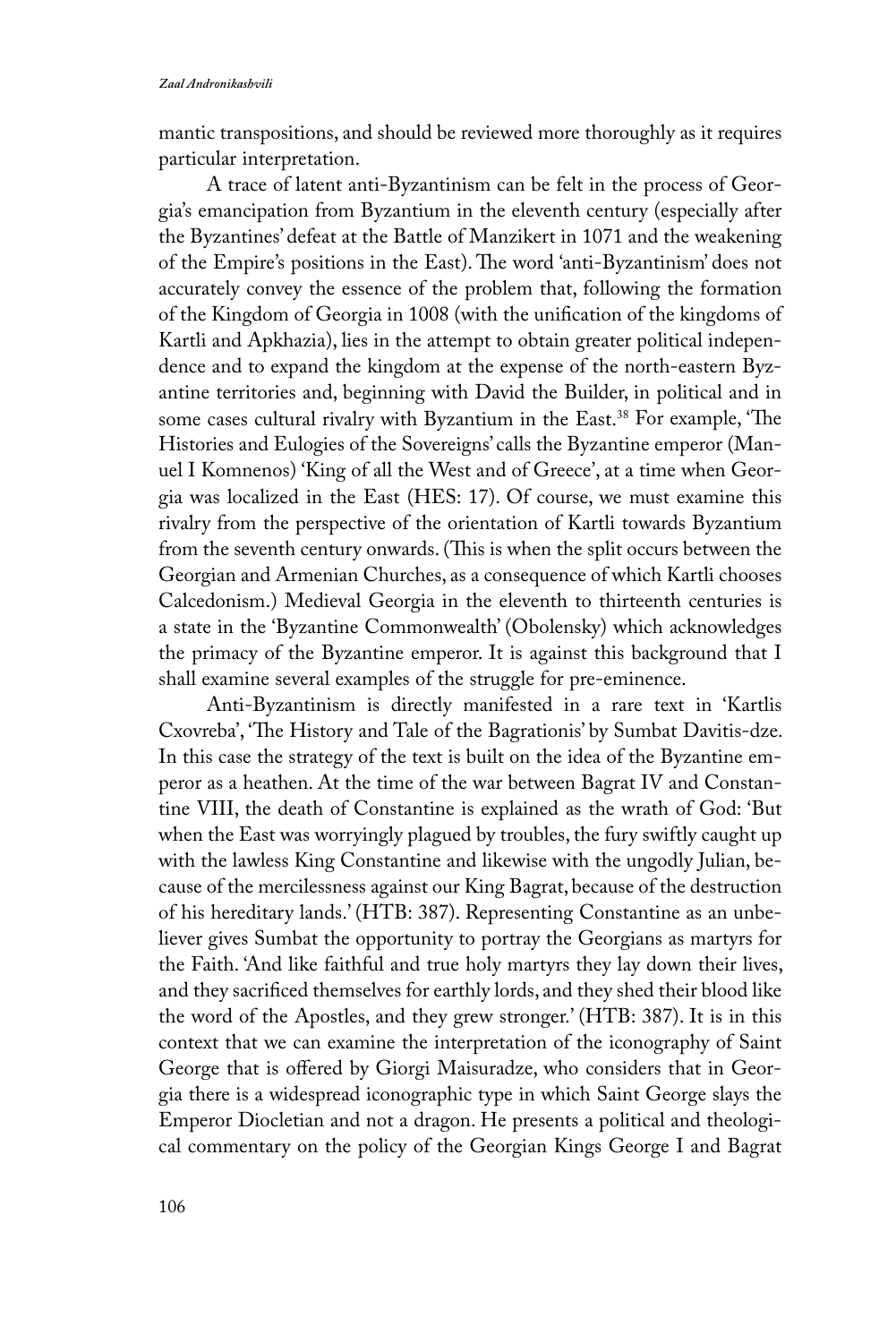mantic transpositions, and should be reviewed more thoroughly as it requires particular interpretation.

A trace of latent anti-Byzantinism can be felt in the process of Georgia's emancipation from Byzantium in the eleventh century (especially after the Byzantines' defeat at the Battle of Manzikert in 1071 and the weakening of the Empire's positions in the East). The word 'anti-Byzantinism' does not accurately convey the essence of the problem that, following the formation of the Kingdom of Georgia in 1008 (with the unification of the kingdoms of Kartli and Apkhazia), lies in the attempt to obtain greater political independence and to expand the kingdom at the expense of the north-eastern Byzantine territories and, beginning with David the Builder, in political and in some cases cultural rivalry with Byzantium in the East.[38] For example, 'The Histories and Eulogies of the Sovereigns' calls the Byzantine emperor (Manuel I Komnenos) 'King of all the West and of Greece', at a time when Georgia was localized in the East (HES: 17). Of course, we must examine this rivalry from the perspective of the orientation of Kartli towards Byzantium from the seventh century onwards. (This is when the split occurs between the Georgian and Armenian Churches, as a consequence of which Kartli chooses Calcedonism.) Medieval Georgia in the eleventh to thirteenth centuries is a state in the 'Byzantine Commonwealth' (Obolensky) which acknowledges the primacy of the Byzantine emperor. It is against this background that I shall examine several examples of the struggle for pre-eminence.

Anti-Byzantinism is directly manifested in a rare text in 'Kartlis Cxovreba', 'The History and Tale of the Bagrationis' by Sumbat Davitis-dze. In this case the strategy of the text is built on the idea of the Byzantine emperor as a heathen. At the time of the war between Bagrat IV and Constantine VIII, the death of Constantine is explained as the wrath of God: 'But when the East was worryingly plagued by troubles, the fury swiftly caught up with the lawless King Constantine and likewise with the ungodly Julian, because of the mercilessness against our King Bagrat, because of the destruction of his hereditary lands.' (HTB: 387). Representing Constantine as an unbeliever gives Sumbat the opportunity to portray the Georgians as martyrs for the Faith. 'And like faithful and true holy martyrs they lay down their lives, and they sacrificed themselves for earthly lords, and they shed their blood like the word of the Apostles, and they grew stronger.' (HTB: 387). It is in this context that we can examine the interpretation of the iconography of Saint George that is offered by Giorgi Maisuradze, who considers that in Georgia there is a widespread iconographic type in which Saint George slays the Emperor Diocletian and not a dragon. He presents a political and theological commentary on the policy of the Georgian Kings George I and Bagrat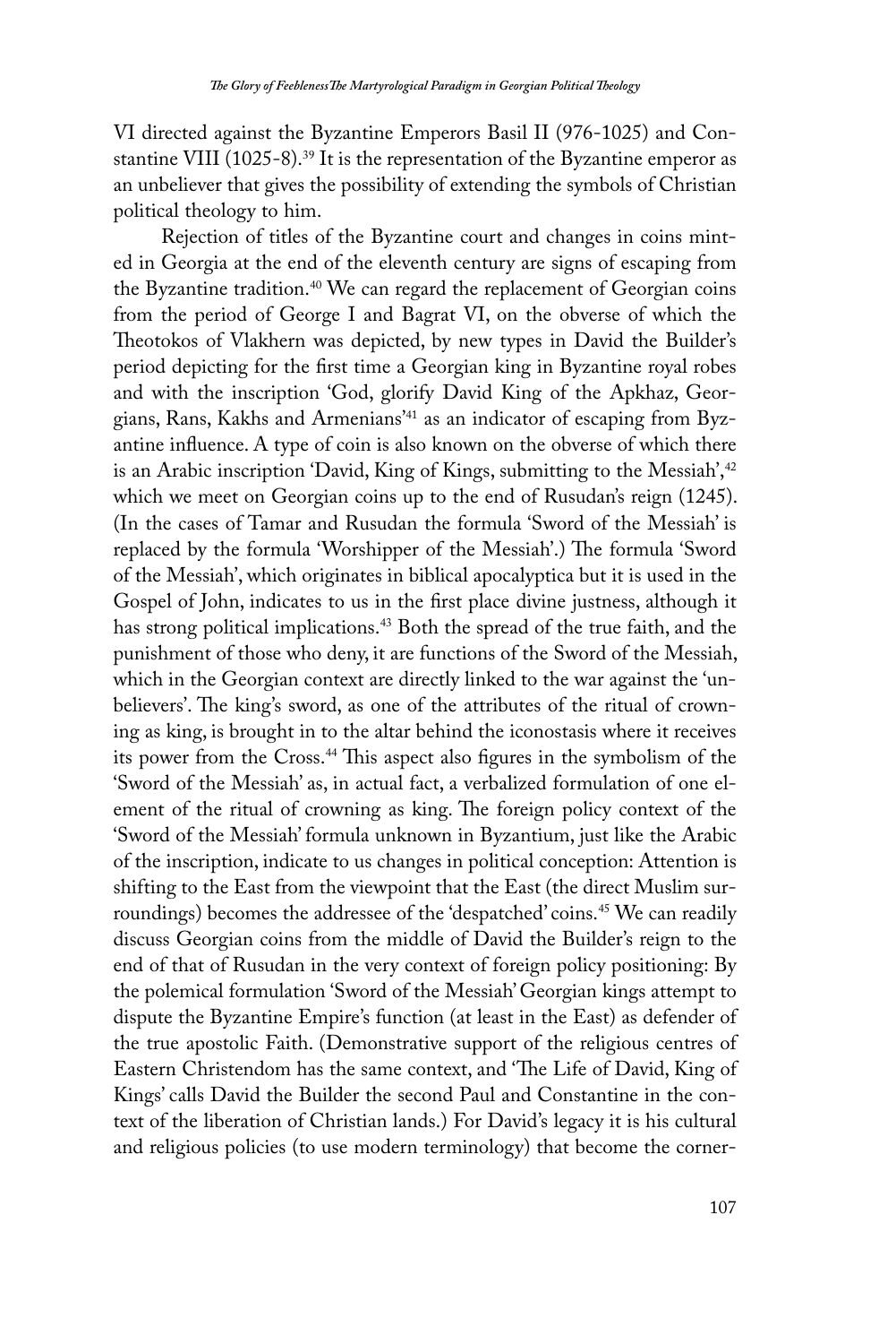VI directed against the Byzantine Emperors Basil II (976-1025) and Constantine VIII (1025-8).[39] It is the representation of the Byzantine emperor as an unbeliever that gives the possibility of extending the symbols of Christian political theology to him.

Rejection of titles of the Byzantine court and changes in coins minted in Georgia at the end of the eleventh century are signs of escaping from the Byzantine tradition.[40] We can regard the replacement of Georgian coins from the period of George I and Bagrat VI, on the obverse of which the Theotokos of Vlakhern was depicted, by new types in David the Builder's period depicting for the first time a Georgian king in Byzantine royal robes and with the inscription 'God, glorify David King of the Apkhaz, Georgians, Rans, Kakhs and Armenians'[41] as an indicator of escaping from Byzantine influence. A type of coin is also known on the obverse of which there is an Arabic inscription 'David, King of Kings, submitting to the Messiah',[42] which we meet on Georgian coins up to the end of Rusudan's reign (1245). (In the cases of Tamar and Rusudan the formula 'Sword of the Messiah' is replaced by the formula 'Worshipper of the Messiah'.) The formula 'Sword of the Messiah', which originates in biblical apocalyptica but it is used in the Gospel of John, indicates to us in the first place divine justness, although it has strong political implications.[43] Both the spread of the true faith, and the punishment of those who deny, it are functions of the Sword of the Messiah, which in the Georgian context are directly linked to the war against the 'unbelievers'. The king's sword, as one of the attributes of the ritual of crowning as king, is brought in to the altar behind the iconostasis where it receives its power from the Cross.[44] This aspect also figures in the symbolism of the 'Sword of the Messiah' as, in actual fact, a verbalized formulation of one element of the ritual of crowning as king. The foreign policy context of the 'Sword of the Messiah' formula unknown in Byzantium, just like the Arabic of the inscription, indicate to us changes in political conception: Attention is shifting to the East from the viewpoint that the East (the direct Muslim surroundings) becomes the addressee of the 'despatched' coins.[45] We can readily discuss Georgian coins from the middle of David the Builder's reign to the end of that of Rusudan in the very context of foreign policy positioning: By the polemical formulation 'Sword of the Messiah' Georgian kings attempt to dispute the Byzantine Empire's function (at least in the East) as defender of the true apostolic Faith. (Demonstrative support of the religious centres of Eastern Christendom has the same context, and 'The Life of David, King of Kings' calls David the Builder the second Paul and Constantine in the context of the liberation of Christian lands.) For David's legacy it is his cultural and religious policies (to use modern terminology) that become the corner-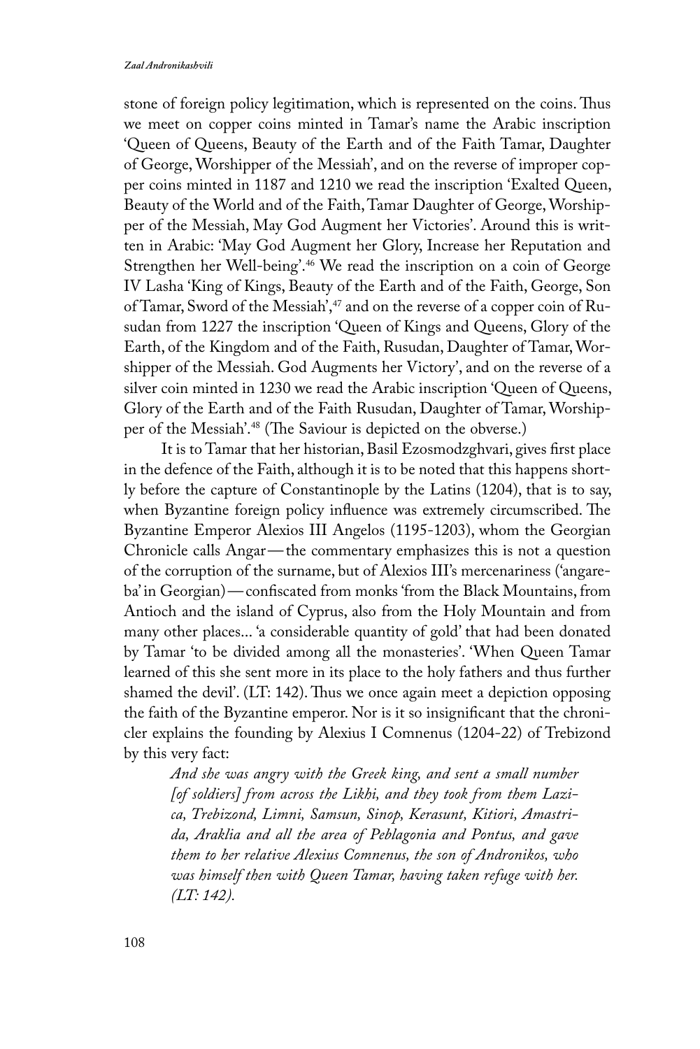stone of foreign policy legitimation, which is represented on the coins. Thus we meet on copper coins minted in Tamar's name the Arabic inscription 'Queen of Queens, Beauty of the Earth and of the Faith Tamar, Daughter of George, Worshipper of the Messiah', and on the reverse of improper copper coins minted in 1187 and 1210 we read the inscription 'Exalted Queen, Beauty of the World and of the Faith, Tamar Daughter of George, Worshipper of the Messiah, May God Augment her Victories'. Around this is written in Arabic: 'May God Augment her Glory, Increase her Reputation and Strengthen her Well-being'.[46] We read the inscription on a coin of George IV Lasha 'King of Kings, Beauty of the Earth and of the Faith, George, Son of Tamar, Sword of the Messiah',[47] and on the reverse of a copper coin of Rusudan from 1227 the inscription 'Queen of Kings and Queens, Glory of the Earth, of the Kingdom and of the Faith, Rusudan, Daughter of Tamar, Worshipper of the Messiah. God Augments her Victory', and on the reverse of a silver coin minted in 1230 we read the Arabic inscription 'Queen of Queens, Glory of the Earth and of the Faith Rusudan, Daughter of Tamar, Worshipper of the Messiah'.[48] (The Saviour is depicted on the obverse.)

It is to Tamar that her historian, Basil Ezosmodzghvari, gives first place in the defence of the Faith, although it is to be noted that this happens shortly before the capture of Constantinople by the Latins (1204), that is to say, when Byzantine foreign policy influence was extremely circumscribed. The Byzantine Emperor Alexios III Angelos (1195-1203), whom the Georgian Chronicle calls Angar — the commentary emphasizes this is not a question of the corruption of the surname, but of Alexios III's mercenariness ('angareba' in Georgian) — confiscated from monks 'from the Black Mountains, from Antioch and the island of Cyprus, also from the Holy Mountain and from many other places... 'a considerable quantity of gold' that had been donated by Tamar 'to be divided among all the monasteries'. 'When Queen Tamar learned of this she sent more in its place to the holy fathers and thus further shamed the devil'. (LT: 142). Thus we once again meet a depiction opposing the faith of the Byzantine emperor. Nor is it so insignificant that the chronicler explains the founding by Alexius I Comnenus (1204-22) of Trebizond by this very fact:

> *And she was angry with the Greek king, and sent a small number [of soldiers] from across the Likhi, and they took from them Lazica, Trebizond, Limni, Samsun, Sinop, Kerasunt, Kitiori, Amastrida, Araklia and all the area of Peblagonia and Pontus, and gave them to her relative Alexius Comnenus, the son of Andronikos, who was himself then with Queen Tamar, having taken refuge with her. (LT: 142).*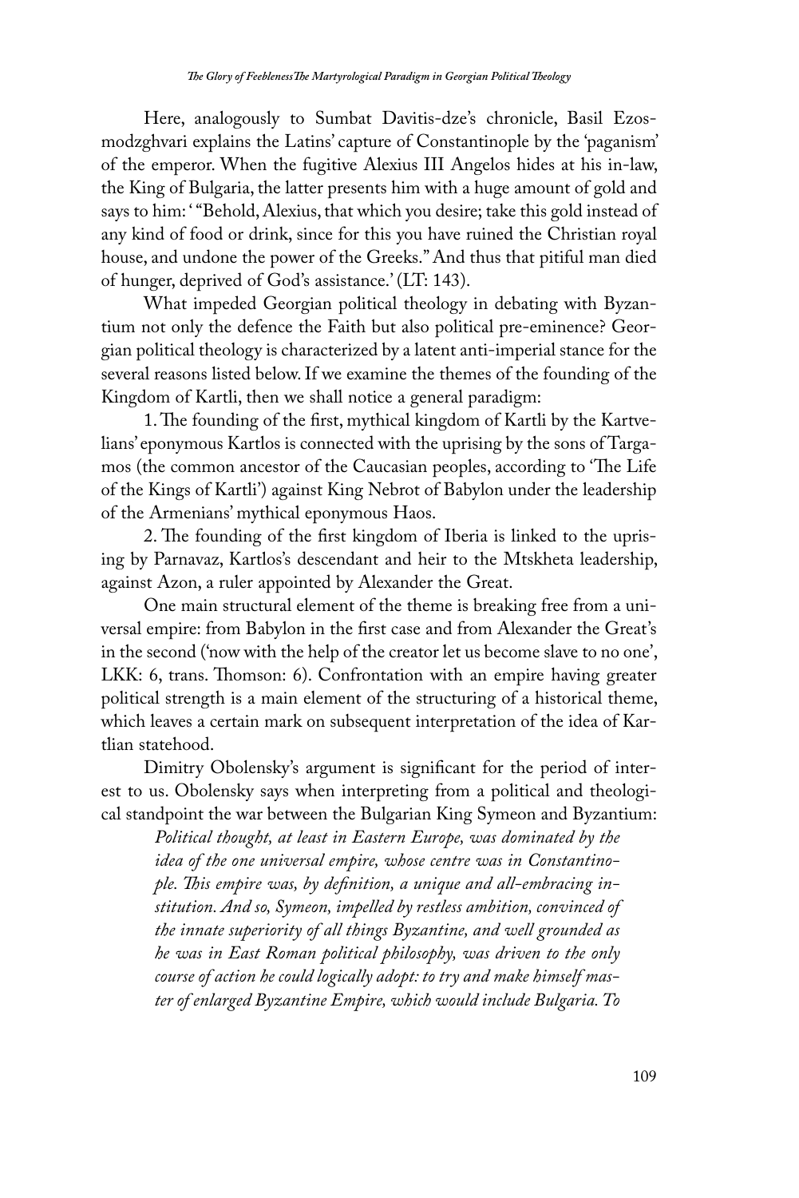Here, analogously to Sumbat Davitis-dze's chronicle, Basil Ezosmodzghvari explains the Latins' capture of Constantinople by the 'paganism' of the emperor. When the fugitive Alexius III Angelos hides at his in-law, the King of Bulgaria, the latter presents him with a huge amount of gold and says to him: ' "Behold, Alexius, that which you desire; take this gold instead of any kind of food or drink, since for this you have ruined the Christian royal house, and undone the power of the Greeks." And thus that pitiful man died of hunger, deprived of God's assistance.' (LT: 143).

What impeded Georgian political theology in debating with Byzantium not only the defence the Faith but also political pre-eminence? Georgian political theology is characterized by a latent anti-imperial stance for the several reasons listed below. If we examine the themes of the founding of the Kingdom of Kartli, then we shall notice a general paradigm:

1. The founding of the first, mythical kingdom of Kartli by the Kartvelians' eponymous Kartlos is connected with the uprising by the sons of Targamos (the common ancestor of the Caucasian peoples, according to 'The Life of the Kings of Kartli') against King Nebrot of Babylon under the leadership of the Armenians' mythical eponymous Haos.

2. The founding of the first kingdom of Iberia is linked to the uprising by Parnavaz, Kartlos's descendant and heir to the Mtskheta leadership, against Azon, a ruler appointed by Alexander the Great.

One main structural element of the theme is breaking free from a universal empire: from Babylon in the first case and from Alexander the Great's in the second ('now with the help of the creator let us become slave to no one', LKK: 6, trans. Thomson: 6). Confrontation with an empire having greater political strength is a main element of the structuring of a historical theme, which leaves a certain mark on subsequent interpretation of the idea of Kartlian statehood.

Dimitry Obolensky's argument is significant for the period of interest to us. Obolensky says when interpreting from a political and theological standpoint the war between the Bulgarian King Symeon and Byzantium:

> *Political thought, at least in Eastern Europe, was dominated by the idea of the one universal empire, whose centre was in Constantinople. This empire was, by definition, a unique and all-embracing institution. And so, Symeon, impelled by restless ambition, convinced of the innate superiority of all things Byzantine, and well grounded as he was in East Roman political philosophy, was driven to the only course of action he could logically adopt: to try and make himself master of enlarged Byzantine Empire, which would include Bulgaria. To*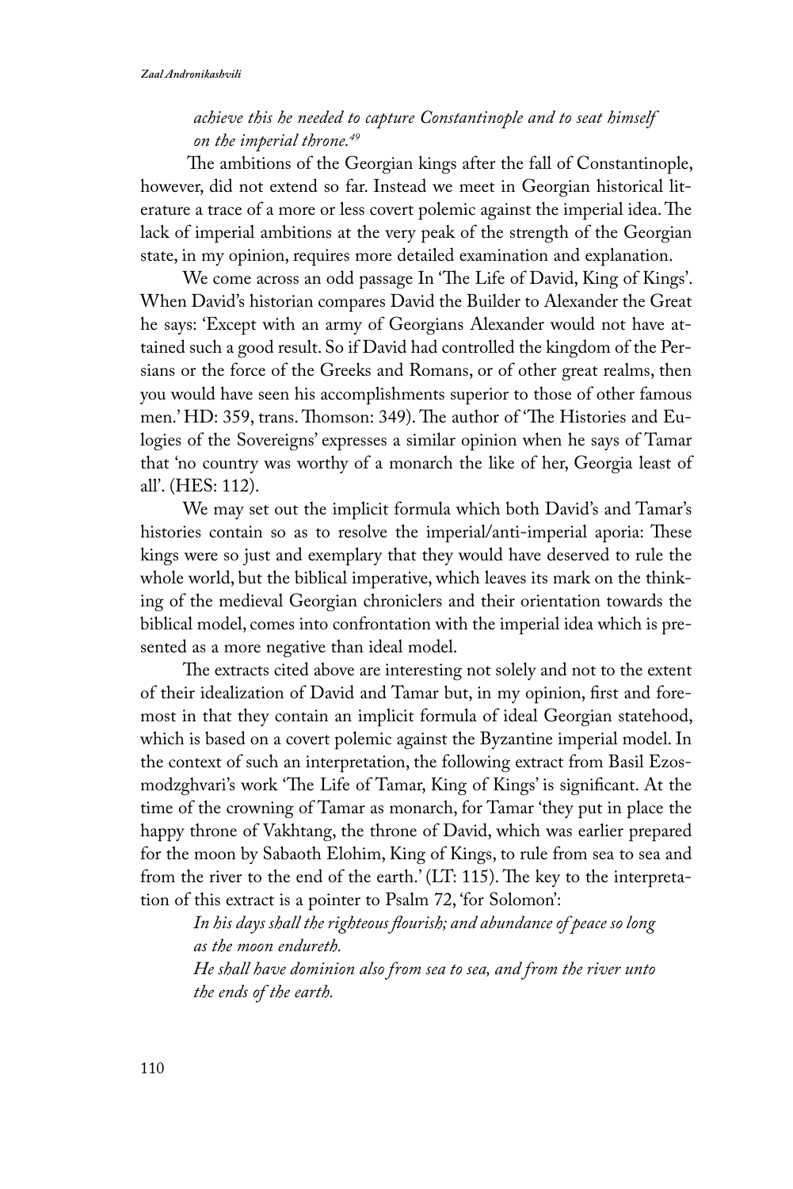> *achieve this he needed to capture Constantinople and to seat himself on the imperial throne.*[49]

The ambitions of the Georgian kings after the fall of Constantinople, however, did not extend so far. Instead we meet in Georgian historical literature a trace of a more or less covert polemic against the imperial idea. The lack of imperial ambitions at the very peak of the strength of the Georgian state, in my opinion, requires more detailed examination and explanation.

We come across an odd passage In 'The Life of David, King of Kings'. When David's historian compares David the Builder to Alexander the Great he says: 'Except with an army of Georgians Alexander would not have attained such a good result. So if David had controlled the kingdom of the Persians or the force of the Greeks and Romans, or of other great realms, then you would have seen his accomplishments superior to those of other famous men.' HD: 359, trans. Thomson: 349). The author of 'The Histories and Eulogies of the Sovereigns' expresses a similar opinion when he says of Tamar that 'no country was worthy of a monarch the like of her, Georgia least of all'. (HES: 112).

We may set out the implicit formula which both David's and Tamar's histories contain so as to resolve the imperial/anti-imperial aporia: These kings were so just and exemplary that they would have deserved to rule the whole world, but the biblical imperative, which leaves its mark on the thinking of the medieval Georgian chroniclers and their orientation towards the biblical model, comes into confrontation with the imperial idea which is presented as a more negative than ideal model.

The extracts cited above are interesting not solely and not to the extent of their idealization of David and Tamar but, in my opinion, first and foremost in that they contain an implicit formula of ideal Georgian statehood, which is based on a covert polemic against the Byzantine imperial model. In the context of such an interpretation, the following extract from Basil Ezosmodzghvari's work 'The Life of Tamar, King of Kings' is significant. At the time of the crowning of Tamar as monarch, for Tamar 'they put in place the happy throne of Vakhtang, the throne of David, which was earlier prepared for the moon by Sabaoth Elohim, King of Kings, to rule from sea to sea and from the river to the end of the earth.' (LT: 115). The key to the interpretation of this extract is a pointer to Psalm 72, 'for Solomon':

> *In his days shall the righteous flourish; and abundance of peace so long as the moon endureth.*
>
> *He shall have dominion also from sea to sea, and from the river unto the ends of the earth.*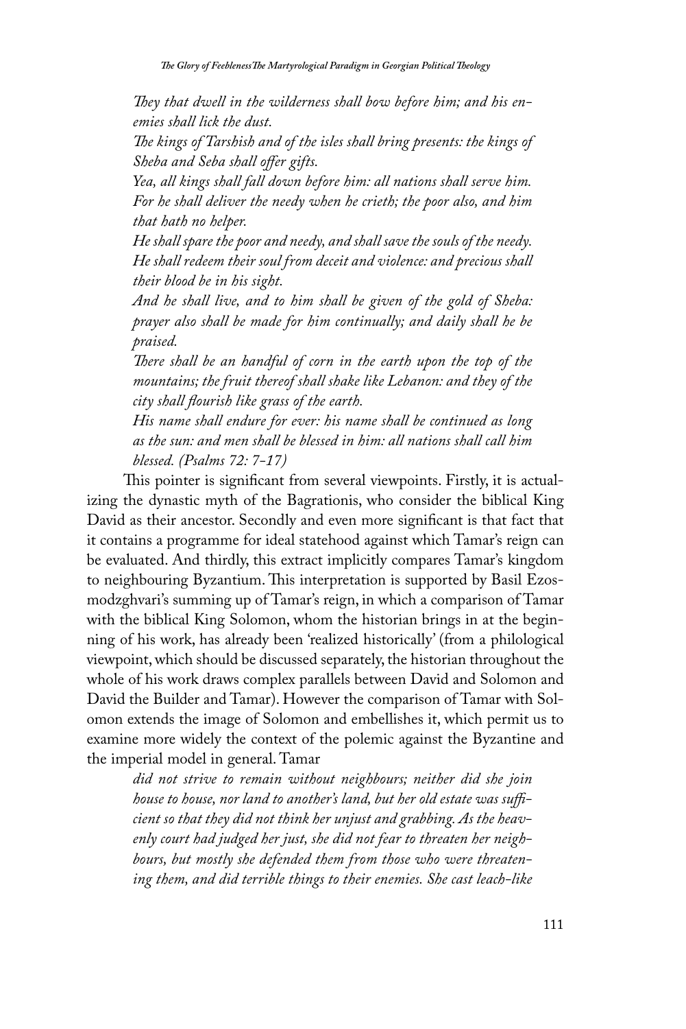*They that dwell in the wilderness shall bow before him; and his enemies shall lick the dust.*
*The kings of Tarshish and of the isles shall bring presents: the kings of Sheba and Seba shall offer gifts.*
*Yea, all kings shall fall down before him: all nations shall serve him.*
*For he shall deliver the needy when he crieth; the poor also, and him that hath no helper.*
*He shall spare the poor and needy, and shall save the souls of the needy.*
*He shall redeem their soul from deceit and violence: and precious shall their blood be in his sight.*
*And he shall live, and to him shall be given of the gold of Sheba: prayer also shall be made for him continually; and daily shall he be praised.*
*There shall be an handful of corn in the earth upon the top of the mountains; the fruit thereof shall shake like Lebanon: and they of the city shall flourish like grass of the earth.*
*His name shall endure for ever: his name shall be continued as long as the sun: and men shall be blessed in him: all nations shall call him blessed. (Psalms 72: 7-17)*

This pointer is significant from several viewpoints. Firstly, it is actualizing the dynastic myth of the Bagrationis, who consider the biblical King David as their ancestor. Secondly and even more significant is that fact that it contains a programme for ideal statehood against which Tamar's reign can be evaluated. And thirdly, this extract implicitly compares Tamar's kingdom to neighbouring Byzantium. This interpretation is supported by Basil Ezosmodzghvari's summing up of Tamar's reign, in which a comparison of Tamar with the biblical King Solomon, whom the historian brings in at the beginning of his work, has already been 'realized historically' (from a philological viewpoint, which should be discussed separately, the historian throughout the whole of his work draws complex parallels between David and Solomon and David the Builder and Tamar). However the comparison of Tamar with Solomon extends the image of Solomon and embellishes it, which permit us to examine more widely the context of the polemic against the Byzantine and the imperial model in general. Tamar

> *did not strive to remain without neighbours; neither did she join house to house, nor land to another's land, but her old estate was sufficient so that they did not think her unjust and grabbing. As the heavenly court had judged her just, she did not fear to threaten her neighbours, but mostly she defended them from those who were threatening them, and did terrible things to their enemies. She cast leach-like*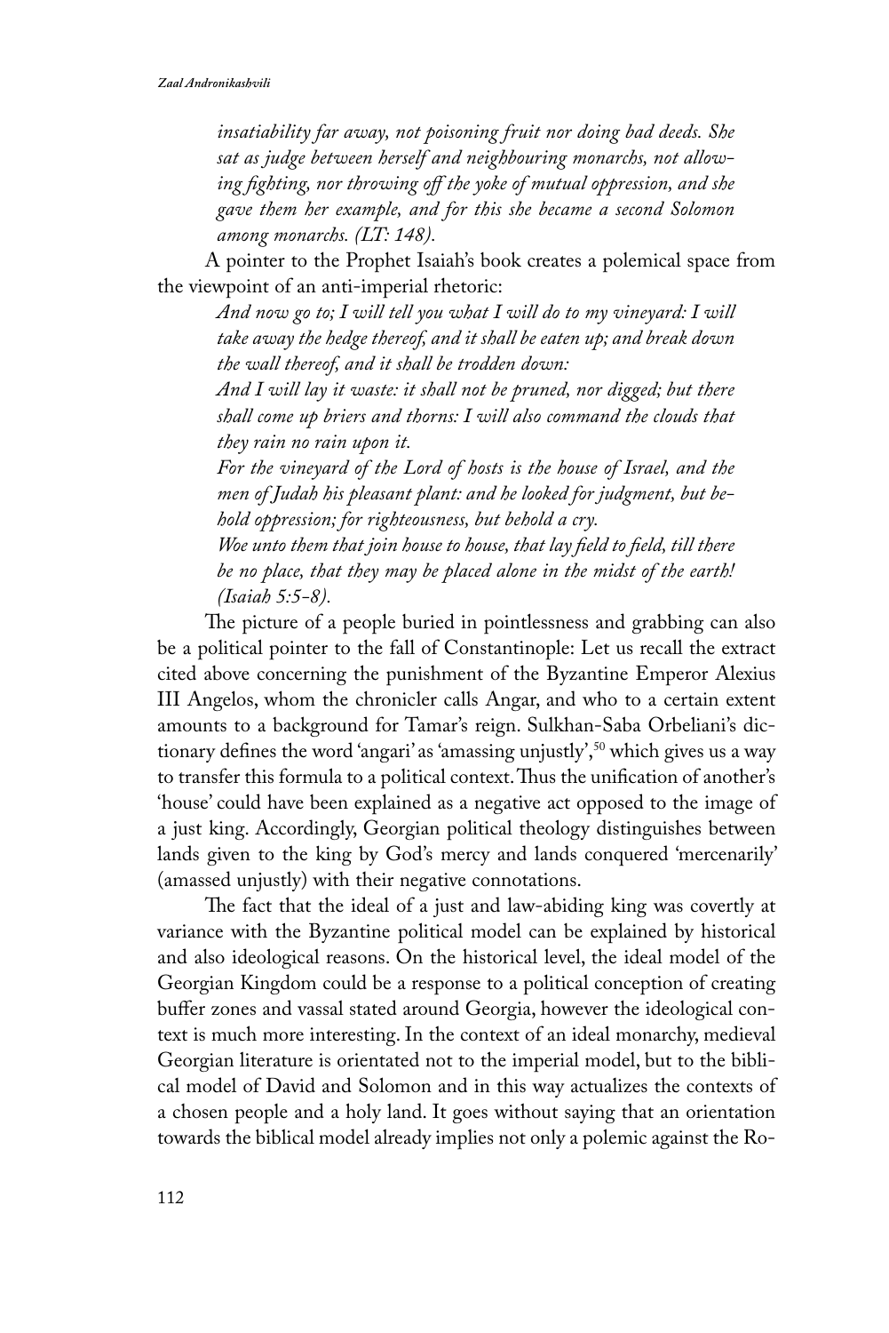*insatiability far away, not poisoning fruit nor doing bad deeds. She sat as judge between herself and neighbouring monarchs, not allowing fighting, nor throwing off the yoke of mutual oppression, and she gave them her example, and for this she became a second Solomon among monarchs. (LT: 148).*

A pointer to the Prophet Isaiah's book creates a polemical space from the viewpoint of an anti-imperial rhetoric:

> *And now go to; I will tell you what I will do to my vineyard: I will take away the hedge thereof, and it shall be eaten up; and break down the wall thereof, and it shall be trodden down:*
>
> *And I will lay it waste: it shall not be pruned, nor digged; but there shall come up briers and thorns: I will also command the clouds that they rain no rain upon it.*
>
> *For the vineyard of the Lord of hosts is the house of Israel, and the men of Judah his pleasant plant: and he looked for judgment, but behold oppression; for righteousness, but behold a cry.*
>
> *Woe unto them that join house to house, that lay field to field, till there be no place, that they may be placed alone in the midst of the earth! (Isaiah 5:5-8).*

The picture of a people buried in pointlessness and grabbing can also be a political pointer to the fall of Constantinople: Let us recall the extract cited above concerning the punishment of the Byzantine Emperor Alexius III Angelos, whom the chronicler calls Angar, and who to a certain extent amounts to a background for Tamar's reign. Sulkhan-Saba Orbeliani's dictionary defines the word 'angari' as 'amassing unjustly',[50] which gives us a way to transfer this formula to a political context. Thus the unification of another's 'house' could have been explained as a negative act opposed to the image of a just king. Accordingly, Georgian political theology distinguishes between lands given to the king by God's mercy and lands conquered 'mercenarily' (amassed unjustly) with their negative connotations.

The fact that the ideal of a just and law-abiding king was covertly at variance with the Byzantine political model can be explained by historical and also ideological reasons. On the historical level, the ideal model of the Georgian Kingdom could be a response to a political conception of creating buffer zones and vassal stated around Georgia, however the ideological context is much more interesting. In the context of an ideal monarchy, medieval Georgian literature is orientated not to the imperial model, but to the biblical model of David and Solomon and in this way actualizes the contexts of a chosen people and a holy land. It goes without saying that an orientation towards the biblical model already implies not only a polemic against the Ro-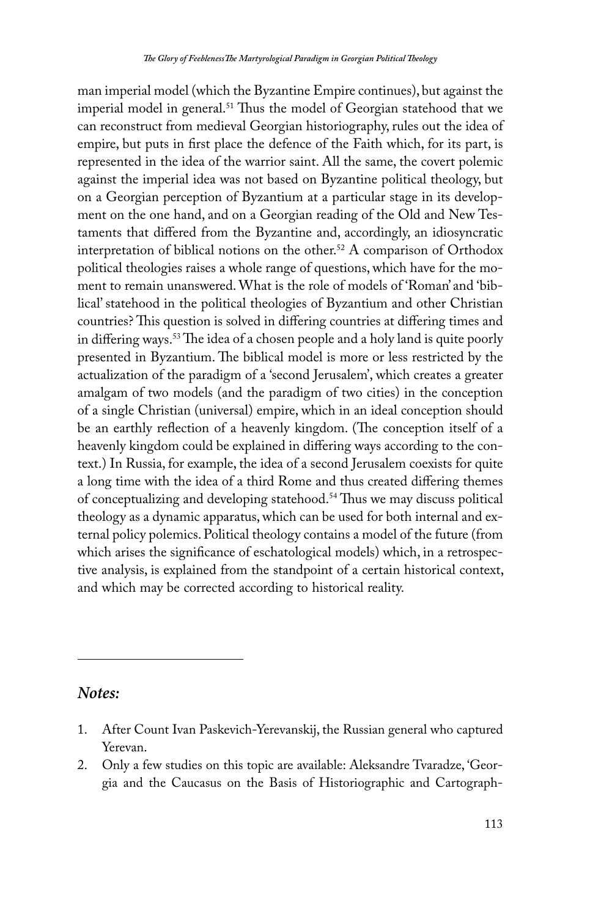man imperial model (which the Byzantine Empire continues), but against the imperial model in general.[51] Thus the model of Georgian statehood that we can reconstruct from medieval Georgian historiography, rules out the idea of empire, but puts in first place the defence of the Faith which, for its part, is represented in the idea of the warrior saint. All the same, the covert polemic against the imperial idea was not based on Byzantine political theology, but on a Georgian perception of Byzantium at a particular stage in its development on the one hand, and on a Georgian reading of the Old and New Testaments that differed from the Byzantine and, accordingly, an idiosyncratic interpretation of biblical notions on the other.[52] A comparison of Orthodox political theologies raises a whole range of questions, which have for the moment to remain unanswered. What is the role of models of 'Roman' and 'biblical' statehood in the political theologies of Byzantium and other Christian countries? This question is solved in differing countries at differing times and in differing ways.[53] The idea of a chosen people and a holy land is quite poorly presented in Byzantium. The biblical model is more or less restricted by the actualization of the paradigm of a 'second Jerusalem', which creates a greater amalgam of two models (and the paradigm of two cities) in the conception of a single Christian (universal) empire, which in an ideal conception should be an earthly reflection of a heavenly kingdom. (The conception itself of a heavenly kingdom could be explained in differing ways according to the context.) In Russia, for example, the idea of a second Jerusalem coexists for quite a long time with the idea of a third Rome and thus created differing themes of conceptualizing and developing statehood.[54] Thus we may discuss political theology as a dynamic apparatus, which can be used for both internal and external policy polemics. Political theology contains a model of the future (from which arises the significance of eschatological models) which, in a retrospective analysis, is explained from the standpoint of a certain historical context, and which may be corrected according to historical reality.

---

### *Notes:*

1. After Count Ivan Paskevich-Yerevanskij, the Russian general who captured Yerevan.
2. Only a few studies on this topic are available: Aleksandre Tvaradze, 'Georgia and the Caucasus on the Basis of Historiographic and Cartograph-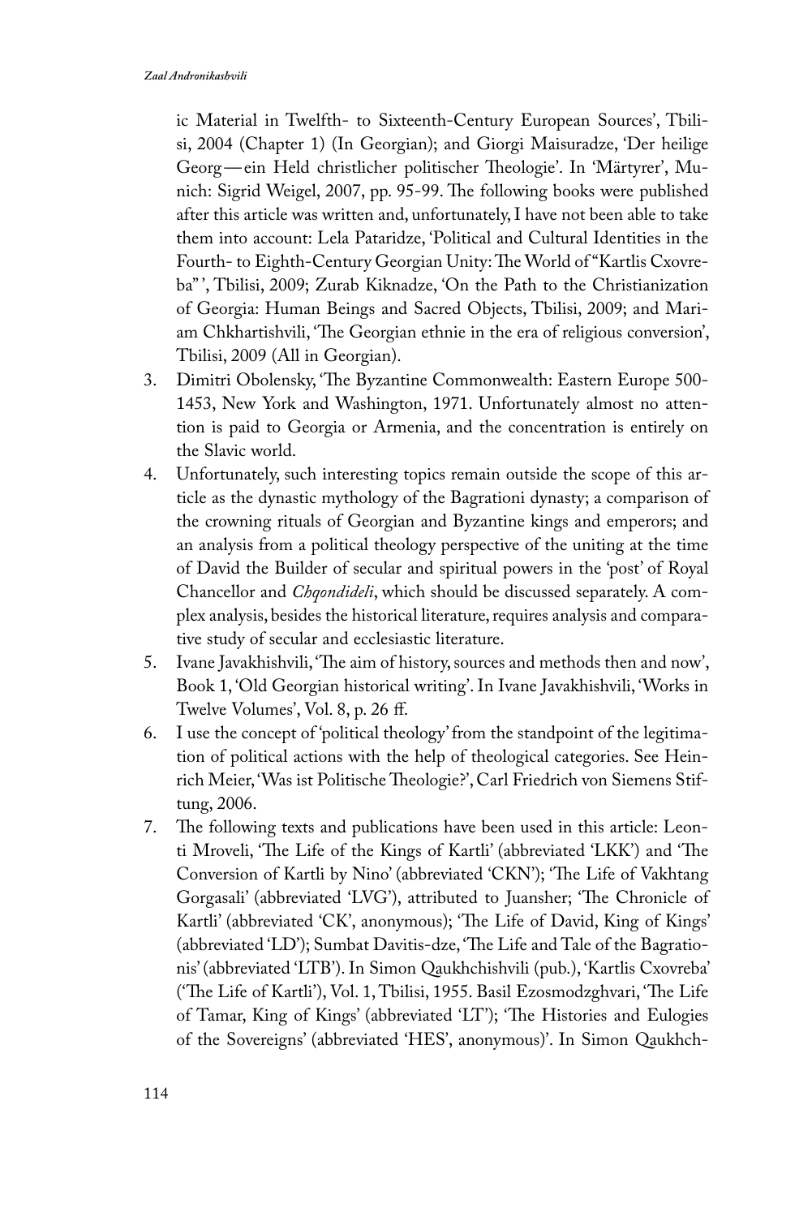ic Material in Twelfth- to Sixteenth-Century European Sources', Tbilisi, 2004 (Chapter 1) (In Georgian); and Giorgi Maisuradze, 'Der heilige Georg — ein Held christlicher politischer Theologie'. In 'Märtyrer', Munich: Sigrid Weigel, 2007, pp. 95-99. The following books were published after this article was written and, unfortunately, I have not been able to take them into account: Lela Pataridze, 'Political and Cultural Identities in the Fourth- to Eighth-Century Georgian Unity: The World of "Kartlis Cxovreba" ', Tbilisi, 2009; Zurab Kiknadze, 'On the Path to the Christianization of Georgia: Human Beings and Sacred Objects, Tbilisi, 2009; and Mariam Chkhartishvili, 'The Georgian ethnie in the era of religious conversion', Tbilisi, 2009 (All in Georgian).

3. Dimitri Obolensky, 'The Byzantine Commonwealth: Eastern Europe 500-1453, New York and Washington, 1971. Unfortunately almost no attention is paid to Georgia or Armenia, and the concentration is entirely on the Slavic world.
4. Unfortunately, such interesting topics remain outside the scope of this article as the dynastic mythology of the Bagrationi dynasty; a comparison of the crowning rituals of Georgian and Byzantine kings and emperors; and an analysis from a political theology perspective of the uniting at the time of David the Builder of secular and spiritual powers in the 'post' of Royal Chancellor and *Chqondideli*, which should be discussed separately. A complex analysis, besides the historical literature, requires analysis and comparative study of secular and ecclesiastic literature.
5. Ivane Javakhishvili, 'The aim of history, sources and methods then and now', Book 1, 'Old Georgian historical writing'. In Ivane Javakhishvili, 'Works in Twelve Volumes', Vol. 8, p. 26 ff.
6. I use the concept of 'political theology' from the standpoint of the legitimation of political actions with the help of theological categories. See Heinrich Meier, 'Was ist Politische Theologie?', Carl Friedrich von Siemens Stiftung, 2006.
7. The following texts and publications have been used in this article: Leonti Mroveli, 'The Life of the Kings of Kartli' (abbreviated 'LKK') and 'The Conversion of Kartli by Nino' (abbreviated 'CKN'); 'The Life of Vakhtang Gorgasali' (abbreviated 'LVG'), attributed to Juansher; 'The Chronicle of Kartli' (abbreviated 'CK', anonymous); 'The Life of David, King of Kings' (abbreviated 'LD'); Sumbat Davitis-dze, 'The Life and Tale of the Bagrationis' (abbreviated 'LTB'). In Simon Qaukhchishvili (pub.), 'Kartlis Cxovreba' ('The Life of Kartli'), Vol. 1, Tbilisi, 1955. Basil Ezosmodzghvari, 'The Life of Tamar, King of Kings' (abbreviated 'LT'); 'The Histories and Eulogies of the Sovereigns' (abbreviated 'HES', anonymous)'. In Simon Qaukhch-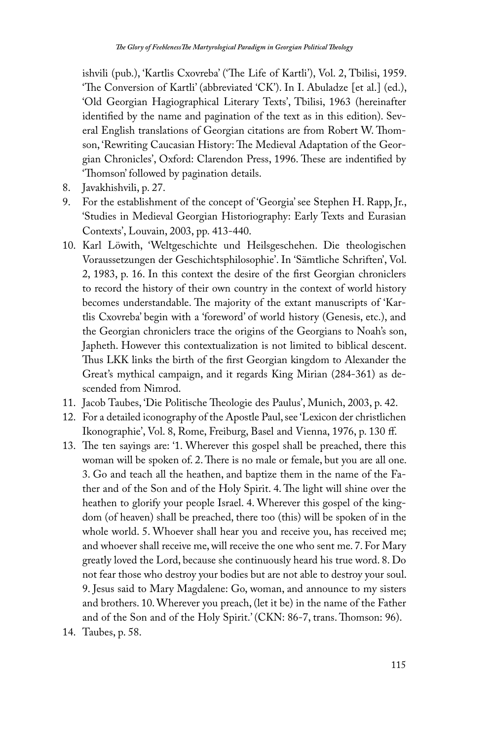ishvili (pub.), 'Kartlis Cxovreba' ('The Life of Kartli'), Vol. 2, Tbilisi, 1959. 'The Conversion of Kartli' (abbreviated 'CK'). In I. Abuladze [et al.] (ed.), 'Old Georgian Hagiographical Literary Texts', Tbilisi, 1963 (hereinafter identified by the name and pagination of the text as in this edition). Several English translations of Georgian citations are from Robert W. Thomson, 'Rewriting Caucasian History: The Medieval Adaptation of the Georgian Chronicles', Oxford: Clarendon Press, 1996. These are indentified by 'Thomson' followed by pagination details.

8. Javakhishvili, p. 27.
9. For the establishment of the concept of 'Georgia' see Stephen H. Rapp, Jr., 'Studies in Medieval Georgian Historiography: Early Texts and Eurasian Contexts', Louvain, 2003, pp. 413-440.
10. Karl Löwith, 'Weltgeschichte und Heilsgeschehen. Die theologischen Voraussetzungen der Geschichtsphilosophie'. In 'Sämtliche Schriften', Vol. 2, 1983, p. 16. In this context the desire of the first Georgian chroniclers to record the history of their own country in the context of world history becomes understandable. The majority of the extant manuscripts of 'Kartlis Cxovreba' begin with a 'foreword' of world history (Genesis, etc.), and the Georgian chroniclers trace the origins of the Georgians to Noah's son, Japheth. However this contextualization is not limited to biblical descent. Thus LKK links the birth of the first Georgian kingdom to Alexander the Great's mythical campaign, and it regards King Mirian (284-361) as descended from Nimrod.
11. Jacob Taubes, 'Die Politische Theologie des Paulus', Munich, 2003, p. 42.
12. For a detailed iconography of the Apostle Paul, see 'Lexicon der christlichen Ikonographie', Vol. 8, Rome, Freiburg, Basel and Vienna, 1976, p. 130 ff.
13. The ten sayings are: '1. Wherever this gospel shall be preached, there this woman will be spoken of. 2. There is no male or female, but you are all one. 3. Go and teach all the heathen, and baptize them in the name of the Father and of the Son and of the Holy Spirit. 4. The light will shine over the heathen to glorify your people Israel. 4. Wherever this gospel of the kingdom (of heaven) shall be preached, there too (this) will be spoken of in the whole world. 5. Whoever shall hear you and receive you, has received me; and whoever shall receive me, will receive the one who sent me. 7. For Mary greatly loved the Lord, because she continuously heard his true word. 8. Do not fear those who destroy your bodies but are not able to destroy your soul. 9. Jesus said to Mary Magdalene: Go, woman, and announce to my sisters and brothers. 10. Wherever you preach, (let it be) in the name of the Father and of the Son and of the Holy Spirit.' (CKN: 86-7, trans. Thomson: 96).
14. Taubes, p. 58.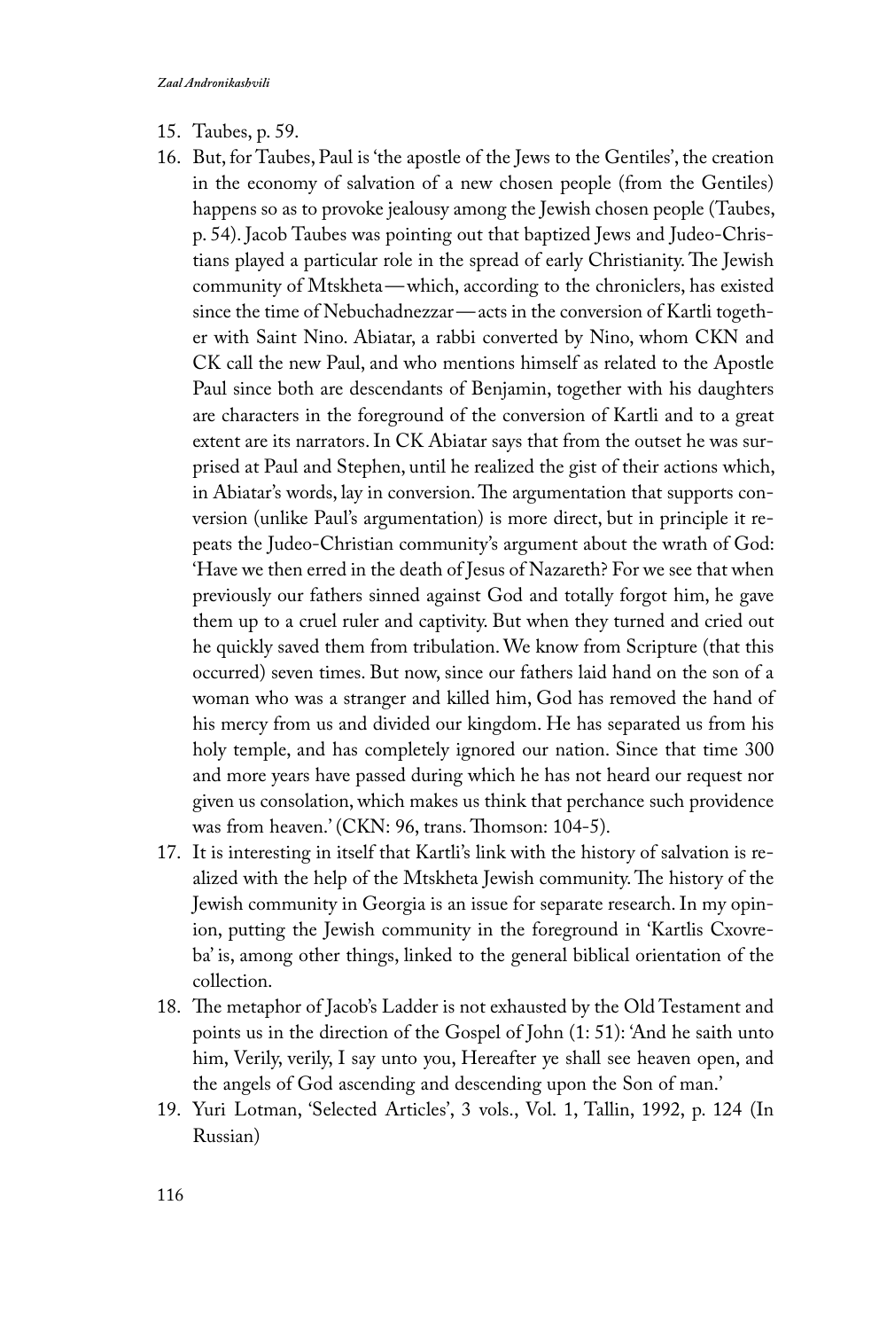15. Taubes, p. 59.
16. But, for Taubes, Paul is 'the apostle of the Jews to the Gentiles', the creation in the economy of salvation of a new chosen people (from the Gentiles) happens so as to provoke jealousy among the Jewish chosen people (Taubes, p. 54). Jacob Taubes was pointing out that baptized Jews and Judeo-Christians played a particular role in the spread of early Christianity. The Jewish community of Mtskheta—which, according to the chroniclers, has existed since the time of Nebuchadnezzar—acts in the conversion of Kartli together with Saint Nino. Abiatar, a rabbi converted by Nino, whom CKN and CK call the new Paul, and who mentions himself as related to the Apostle Paul since both are descendants of Benjamin, together with his daughters are characters in the foreground of the conversion of Kartli and to a great extent are its narrators. In CK Abiatar says that from the outset he was surprised at Paul and Stephen, until he realized the gist of their actions which, in Abiatar's words, lay in conversion. The argumentation that supports conversion (unlike Paul's argumentation) is more direct, but in principle it repeats the Judeo-Christian community's argument about the wrath of God: 'Have we then erred in the death of Jesus of Nazareth? For we see that when previously our fathers sinned against God and totally forgot him, he gave them up to a cruel ruler and captivity. But when they turned and cried out he quickly saved them from tribulation. We know from Scripture (that this occurred) seven times. But now, since our fathers laid hand on the son of a woman who was a stranger and killed him, God has removed the hand of his mercy from us and divided our kingdom. He has separated us from his holy temple, and has completely ignored our nation. Since that time 300 and more years have passed during which he has not heard our request nor given us consolation, which makes us think that perchance such providence was from heaven.' (CKN: 96, trans. Thomson: 104-5).
17. It is interesting in itself that Kartli's link with the history of salvation is realized with the help of the Mtskheta Jewish community. The history of the Jewish community in Georgia is an issue for separate research. In my opinion, putting the Jewish community in the foreground in 'Kartlis Cxovreba' is, among other things, linked to the general biblical orientation of the collection.
18. The metaphor of Jacob's Ladder is not exhausted by the Old Testament and points us in the direction of the Gospel of John (1: 51): 'And he saith unto him, Verily, verily, I say unto you, Hereafter ye shall see heaven open, and the angels of God ascending and descending upon the Son of man.'
19. Yuri Lotman, 'Selected Articles', 3 vols., Vol. 1, Tallin, 1992, p. 124 (In Russian)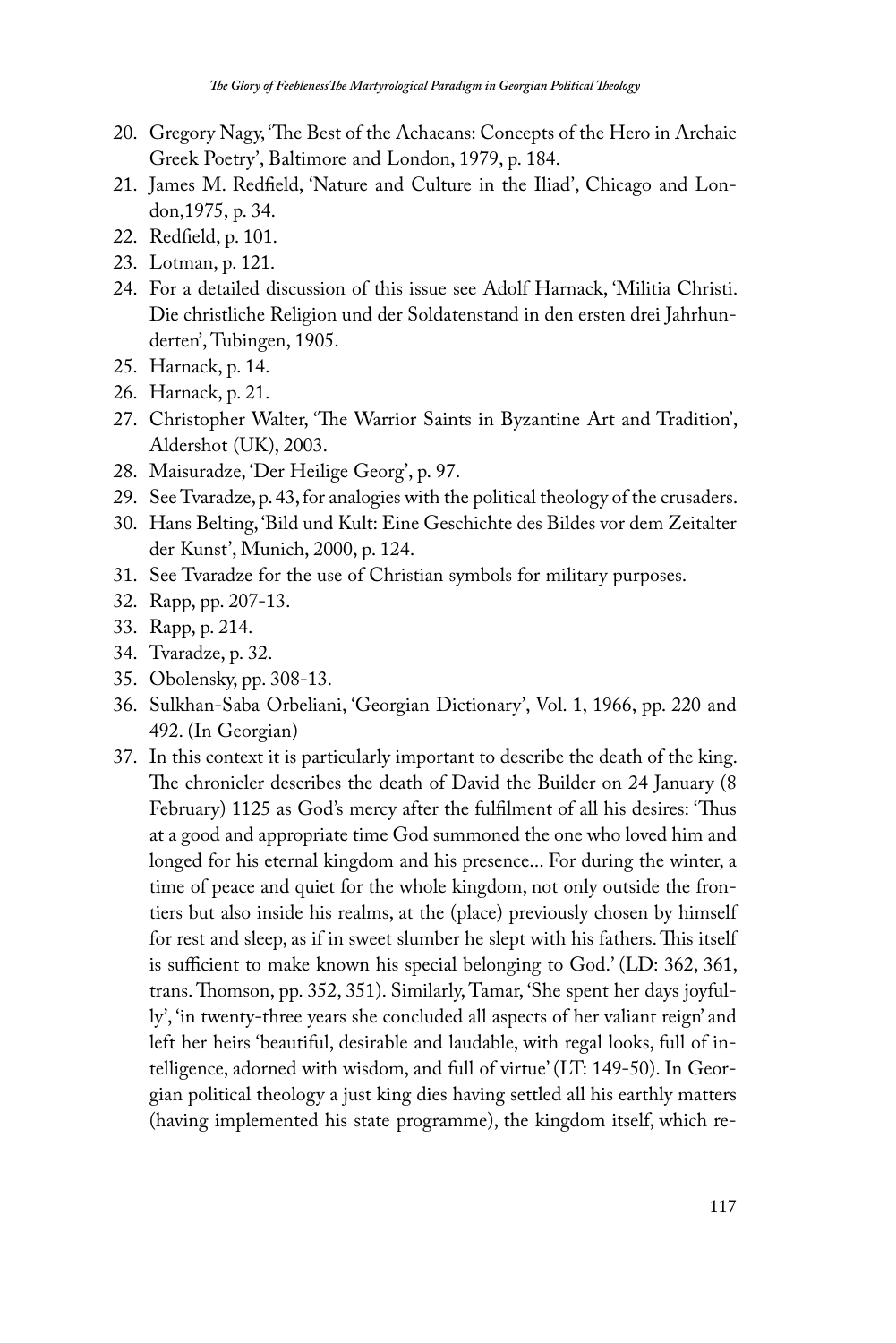20. Gregory Nagy, 'The Best of the Achaeans: Concepts of the Hero in Archaic Greek Poetry', Baltimore and London, 1979, p. 184.
21. James M. Redfield, 'Nature and Culture in the Iliad', Chicago and London,1975, p. 34.
22. Redfield, p. 101.
23. Lotman, p. 121.
24. For a detailed discussion of this issue see Adolf Harnack, 'Militia Christi. Die christliche Religion und der Soldatenstand in den ersten drei Jahrhunderten', Tubingen, 1905.
25. Harnack, p. 14.
26. Harnack, p. 21.
27. Christopher Walter, 'The Warrior Saints in Byzantine Art and Tradition', Aldershot (UK), 2003.
28. Maisuradze, 'Der Heilige Georg', p. 97.
29. See Tvaradze, p. 43, for analogies with the political theology of the crusaders.
30. Hans Belting, 'Bild und Kult: Eine Geschichte des Bildes vor dem Zeitalter der Kunst', Munich, 2000, p. 124.
31. See Tvaradze for the use of Christian symbols for military purposes.
32. Rapp, pp. 207-13.
33. Rapp, p. 214.
34. Tvaradze, p. 32.
35. Obolensky, pp. 308-13.
36. Sulkhan-Saba Orbeliani, 'Georgian Dictionary', Vol. 1, 1966, pp. 220 and 492. (In Georgian)
37. In this context it is particularly important to describe the death of the king. The chronicler describes the death of David the Builder on 24 January (8 February) 1125 as God's mercy after the fulfilment of all his desires: 'Thus at a good and appropriate time God summoned the one who loved him and longed for his eternal kingdom and his presence... For during the winter, a time of peace and quiet for the whole kingdom, not only outside the frontiers but also inside his realms, at the (place) previously chosen by himself for rest and sleep, as if in sweet slumber he slept with his fathers. This itself is sufficient to make known his special belonging to God.' (LD: 362, 361, trans. Thomson, pp. 352, 351). Similarly, Tamar, 'She spent her days joyfully', 'in twenty-three years she concluded all aspects of her valiant reign' and left her heirs 'beautiful, desirable and laudable, with regal looks, full of intelligence, adorned with wisdom, and full of virtue' (LT: 149-50). In Georgian political theology a just king dies having settled all his earthly matters (having implemented his state programme), the kingdom itself, which re-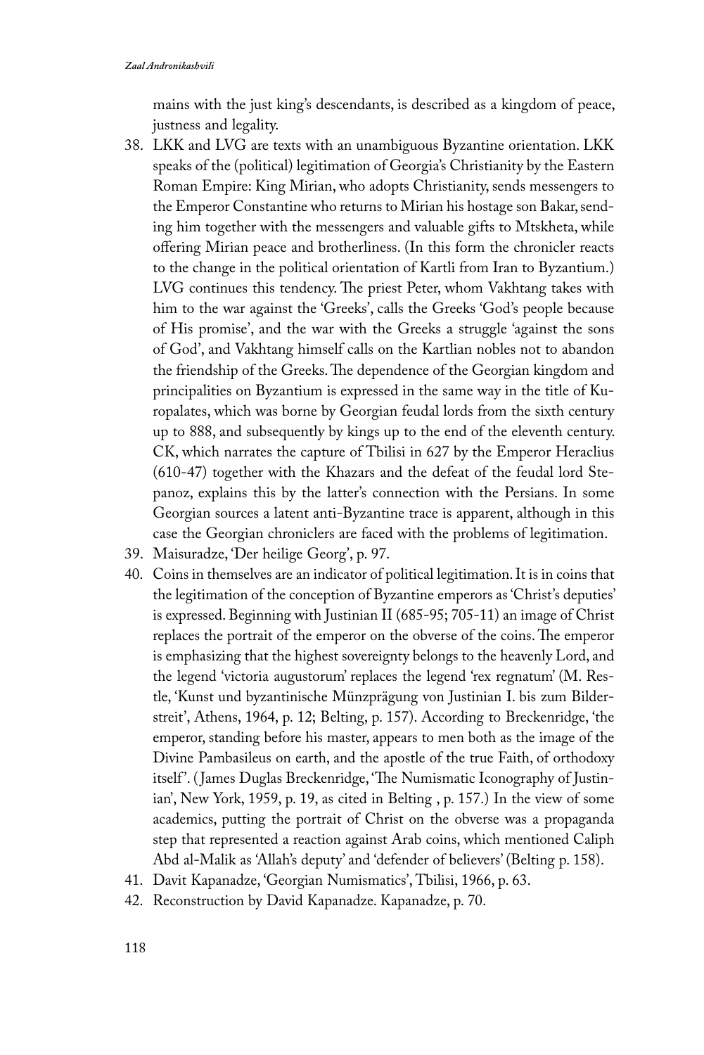mains with the just king's descendants, is described as a kingdom of peace, justness and legality.

38. LKK and LVG are texts with an unambiguous Byzantine orientation. LKK speaks of the (political) legitimation of Georgia's Christianity by the Eastern Roman Empire: King Mirian, who adopts Christianity, sends messengers to the Emperor Constantine who returns to Mirian his hostage son Bakar, sending him together with the messengers and valuable gifts to Mtskheta, while offering Mirian peace and brotherliness. (In this form the chronicler reacts to the change in the political orientation of Kartli from Iran to Byzantium.) LVG continues this tendency. The priest Peter, whom Vakhtang takes with him to the war against the 'Greeks', calls the Greeks 'God's people because of His promise', and the war with the Greeks a struggle 'against the sons of God', and Vakhtang himself calls on the Kartlian nobles not to abandon the friendship of the Greeks. The dependence of the Georgian kingdom and principalities on Byzantium is expressed in the same way in the title of Kuropalates, which was borne by Georgian feudal lords from the sixth century up to 888, and subsequently by kings up to the end of the eleventh century. CK, which narrates the capture of Tbilisi in 627 by the Emperor Heraclius (610-47) together with the Khazars and the defeat of the feudal lord Stepanoz, explains this by the latter's connection with the Persians. In some Georgian sources a latent anti-Byzantine trace is apparent, although in this case the Georgian chroniclers are faced with the problems of legitimation.
39. Maisuradze, 'Der heilige Georg', p. 97.
40. Coins in themselves are an indicator of political legitimation. It is in coins that the legitimation of the conception of Byzantine emperors as 'Christ's deputies' is expressed. Beginning with Justinian II (685-95; 705-11) an image of Christ replaces the portrait of the emperor on the obverse of the coins. The emperor is emphasizing that the highest sovereignty belongs to the heavenly Lord, and the legend 'victoria augustorum' replaces the legend 'rex regnatum' (M. Restle, 'Kunst und byzantinische Münzprägung von Justinian I. bis zum Bilderstreit', Athens, 1964, p. 12; Belting, p. 157). According to Breckenridge, 'the emperor, standing before his master, appears to men both as the image of the Divine Pambasileus on earth, and the apostle of the true Faith, of orthodoxy itself'. (James Duglas Breckenridge, 'The Numismatic Iconography of Justinian', New York, 1959, p. 19, as cited in Belting , p. 157.) In the view of some academics, putting the portrait of Christ on the obverse was a propaganda step that represented a reaction against Arab coins, which mentioned Caliph Abd al-Malik as 'Allah's deputy' and 'defender of believers' (Belting p. 158).
41. Davit Kapanadze, 'Georgian Numismatics', Tbilisi, 1966, p. 63.
42. Reconstruction by David Kapanadze. Kapanadze, p. 70.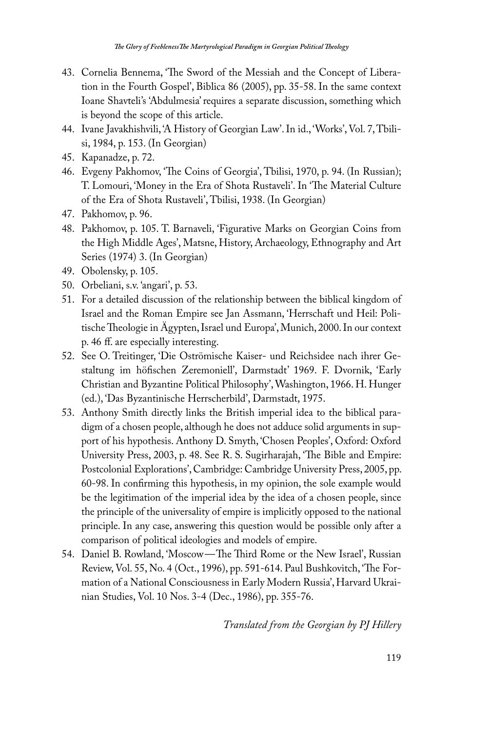43. Cornelia Bennema, 'The Sword of the Messiah and the Concept of Liberation in the Fourth Gospel', Biblica 86 (2005), pp. 35-58. In the same context Ioane Shavteli's 'Abdulmesia' requires a separate discussion, something which is beyond the scope of this article.
44. Ivane Javakhishvili, 'A History of Georgian Law'. In id., 'Works', Vol. 7, Tbilisi, 1984, p. 153. (In Georgian)
45. Kapanadze, p. 72.
46. Evgeny Pakhomov, 'The Coins of Georgia', Tbilisi, 1970, p. 94. (In Russian); T. Lomouri, 'Money in the Era of Shota Rustaveli'. In 'The Material Culture of the Era of Shota Rustaveli', Tbilisi, 1938. (In Georgian)
47. Pakhomov, p. 96.
48. Pakhomov, p. 105. T. Barnaveli, 'Figurative Marks on Georgian Coins from the High Middle Ages', Matsne, History, Archaeology, Ethnography and Art Series (1974) 3. (In Georgian)
49. Obolensky, p. 105.
50. Orbeliani, s.v. 'angari', p. 53.
51. For a detailed discussion of the relationship between the biblical kingdom of Israel and the Roman Empire see Jan Assmann, 'Herrschaft und Heil: Politische Theologie in Ägypten, Israel und Europa', Munich, 2000. In our context p. 46 ff. are especially interesting.
52. See O. Treitinger, 'Die Oströmische Kaiser- und Reichsidee nach ihrer Gestaltung im höfischen Zeremoniell', Darmstadt' 1969. F. Dvornik, 'Early Christian and Byzantine Political Philosophy', Washington, 1966. H. Hunger (ed.), 'Das Byzantinische Herrscherbild', Darmstadt, 1975.
53. Anthony Smith directly links the British imperial idea to the biblical paradigm of a chosen people, although he does not adduce solid arguments in support of his hypothesis. Anthony D. Smyth, 'Chosen Peoples', Oxford: Oxford University Press, 2003, p. 48. See R. S. Sugirharajah, 'The Bible and Empire: Postcolonial Explorations', Cambridge: Cambridge University Press, 2005, pp. 60-98. In confirming this hypothesis, in my opinion, the sole example would be the legitimation of the imperial idea by the idea of a chosen people, since the principle of the universality of empire is implicitly opposed to the national principle. In any case, answering this question would be possible only after a comparison of political ideologies and models of empire.
54. Daniel B. Rowland, 'Moscow—The Third Rome or the New Israel', Russian Review, Vol. 55, No. 4 (Oct., 1996), pp. 591-614. Paul Bushkovitch, 'The Formation of a National Consciousness in Early Modern Russia', Harvard Ukrainian Studies, Vol. 10 Nos. 3-4 (Dec., 1986), pp. 355-76.

*Translated from the Georgian by PJ Hillery*